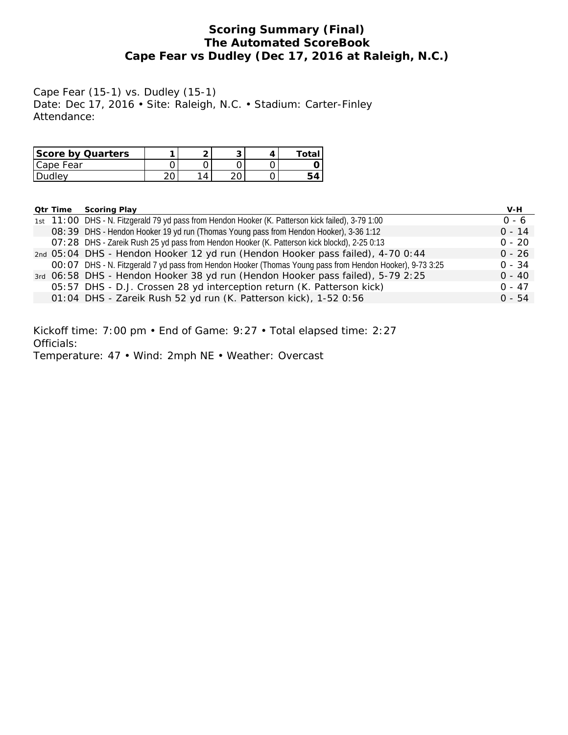# Scoring Summary (Final)
## The Automated ScoreBook
## Cape Fear vs Dudley (Dec 17, 2016 at Raleigh, N.C.)

Cape Fear (15-1) vs. Dudley (15-1)
Date: Dec 17, 2016 • Site: Raleigh, N.C. • Stadium: Carter-Finley
Attendance:

| Score by Quarters | 1 | 2 | 3 | 4 | Total |
|---|---|---|---|---|---|
| Cape Fear | 0 | 0 | 0 | 0 | **0** |
| Dudley | 20 | 14 | 20 | 0 | **54** |

| Qtr | Time | Scoring Play | V-H |
|---|---|---|---|
| 1st | 11:00 | DHS - N. Fitzgerald 79 yd pass from Hendon Hooker (K. Patterson kick failed), 3-79 1:00 | 0 - 6 |
| | 08:39 | DHS - Hendon Hooker 19 yd run (Thomas Young pass from Hendon Hooker), 3-36 1:12 | 0 - 14 |
| | 07:28 | DHS - Zareik Rush 25 yd pass from Hendon Hooker (K. Patterson kick blockd), 2-25 0:13 | 0 - 20 |
| 2nd | 05:04 | DHS - Hendon Hooker 12 yd run (Hendon Hooker pass failed), 4-70 0:44 | 0 - 26 |
| | 00:07 | DHS - N. Fitzgerald 7 yd pass from Hendon Hooker (Thomas Young pass from Hendon Hooker), 9-73 3:25 | 0 - 34 |
| 3rd | 06:58 | DHS - Hendon Hooker 38 yd run (Hendon Hooker pass failed), 5-79 2:25 | 0 - 40 |
| | 05:57 | DHS - D.J. Crossen 28 yd interception return (K. Patterson kick) | 0 - 47 |
| | 01:04 | DHS - Zareik Rush 52 yd run (K. Patterson kick), 1-52 0:56 | 0 - 54 |

Kickoff time: 7:00 pm • End of Game: 9:27 • Total elapsed time: 2:27
Officials:
Temperature: 47 • Wind: 2mph NE • Weather: Overcast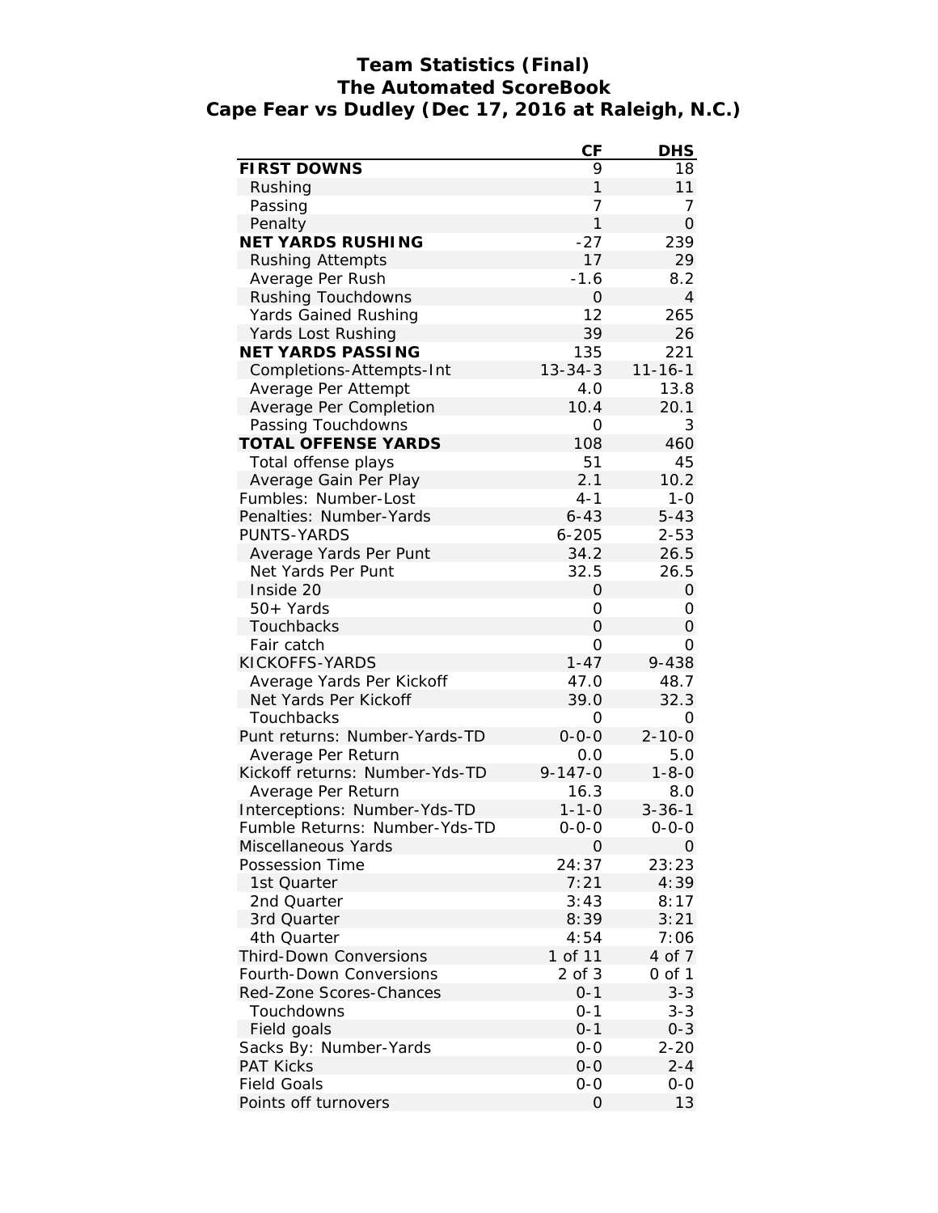# Team Statistics (Final)
## The Automated ScoreBook
## Cape Fear vs Dudley (Dec 17, 2016 at Raleigh, N.C.)

| | CF | DHS |
|---|---|---|
| **FIRST DOWNS** | 9 | 18 |
| Rushing | 1 | 11 |
| Passing | 7 | 7 |
| Penalty | 1 | 0 |
| **NET YARDS RUSHING** | -27 | 239 |
| Rushing Attempts | 17 | 29 |
| Average Per Rush | -1.6 | 8.2 |
| Rushing Touchdowns | 0 | 4 |
| Yards Gained Rushing | 12 | 265 |
| Yards Lost Rushing | 39 | 26 |
| **NET YARDS PASSING** | 135 | 221 |
| Completions-Attempts-Int | 13-34-3 | 11-16-1 |
| Average Per Attempt | 4.0 | 13.8 |
| Average Per Completion | 10.4 | 20.1 |
| Passing Touchdowns | 0 | 3 |
| **TOTAL OFFENSE YARDS** | 108 | 460 |
| Total offense plays | 51 | 45 |
| Average Gain Per Play | 2.1 | 10.2 |
| Fumbles: Number-Lost | 4-1 | 1-0 |
| Penalties: Number-Yards | 6-43 | 5-43 |
| PUNTS-YARDS | 6-205 | 2-53 |
| Average Yards Per Punt | 34.2 | 26.5 |
| Net Yards Per Punt | 32.5 | 26.5 |
| Inside 20 | 0 | 0 |
| 50+ Yards | 0 | 0 |
| Touchbacks | 0 | 0 |
| Fair catch | 0 | 0 |
| KICKOFFS-YARDS | 1-47 | 9-438 |
| Average Yards Per Kickoff | 47.0 | 48.7 |
| Net Yards Per Kickoff | 39.0 | 32.3 |
| Touchbacks | 0 | 0 |
| Punt returns: Number-Yards-TD | 0-0-0 | 2-10-0 |
| Average Per Return | 0.0 | 5.0 |
| Kickoff returns: Number-Yds-TD | 9-147-0 | 1-8-0 |
| Average Per Return | 16.3 | 8.0 |
| Interceptions: Number-Yds-TD | 1-1-0 | 3-36-1 |
| Fumble Returns: Number-Yds-TD | 0-0-0 | 0-0-0 |
| Miscellaneous Yards | 0 | 0 |
| Possession Time | 24:37 | 23:23 |
| 1st Quarter | 7:21 | 4:39 |
| 2nd Quarter | 3:43 | 8:17 |
| 3rd Quarter | 8:39 | 3:21 |
| 4th Quarter | 4:54 | 7:06 |
| Third-Down Conversions | 1 of 11 | 4 of 7 |
| Fourth-Down Conversions | 2 of 3 | 0 of 1 |
| Red-Zone Scores-Chances | 0-1 | 3-3 |
| Touchdowns | 0-1 | 3-3 |
| Field goals | 0-1 | 0-3 |
| Sacks By: Number-Yards | 0-0 | 2-20 |
| PAT Kicks | 0-0 | 2-4 |
| Field Goals | 0-0 | 0-0 |
| Points off turnovers | 0 | 13 |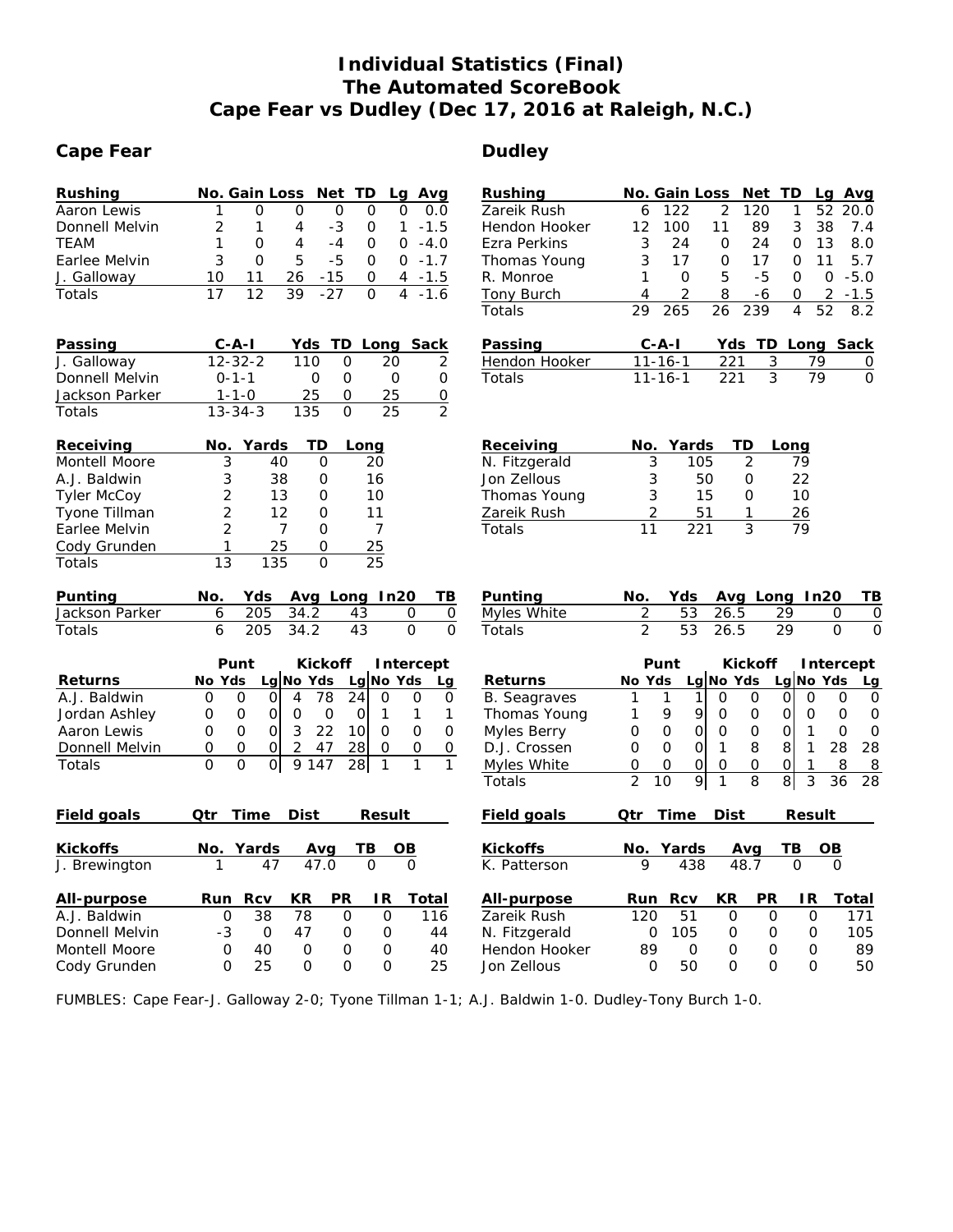# Individual Statistics (Final)
## The Automated ScoreBook
## Cape Fear vs Dudley (Dec 17, 2016 at Raleigh, N.C.)

## Cape Fear

| Rushing | No. | Gain | Loss | Net | TD | Lg | Avg |
|---|---|---|---|---|---|---|---|
| Aaron Lewis | 1 | 0 | 0 | 0 | 0 | 0 | 0.0 |
| Donnell Melvin | 2 | 1 | 4 | -3 | 0 | 1 | -1.5 |
| TEAM | 1 | 0 | 4 | -4 | 0 | 0 | -4.0 |
| Earlee Melvin | 3 | 0 | 5 | -5 | 0 | 0 | -1.7 |
| J. Galloway | 10 | 11 | 26 | -15 | 0 | 4 | -1.5 |
| Totals | 17 | 12 | 39 | -27 | 0 | 4 | -1.6 |

| Passing | C-A-I | Yds | TD | Long | Sack |
|---|---|---|---|---|---|
| J. Galloway | 12-32-2 | 110 | 0 | 20 | 2 |
| Donnell Melvin | 0-1-1 | 0 | 0 | 0 | 0 |
| Jackson Parker | 1-1-0 | 25 | 0 | 25 | 0 |
| Totals | 13-34-3 | 135 | 0 | 25 | 2 |

| Receiving | No. | Yards | TD | Long |
|---|---|---|---|---|
| Montell Moore | 3 | 40 | 0 | 20 |
| A.J. Baldwin | 3 | 38 | 0 | 16 |
| Tyler McCoy | 2 | 13 | 0 | 10 |
| Tyone Tillman | 2 | 12 | 0 | 11 |
| Earlee Melvin | 2 | 7 | 0 | 7 |
| Cody Grunden | 1 | 25 | 0 | 25 |
| Totals | 13 | 135 | 0 | 25 |

| Punting | No. | Yds | Avg | Long | In20 | TB |
|---|---|---|---|---|---|---|
| Jackson Parker | 6 | 205 | 34.2 | 43 | 0 | 0 |
| Totals | 6 | 205 | 34.2 | 43 | 0 | 0 |

| | Punt | | | Kickoff | | | Intercept | | |
|---|---|---|---|---|---|---|---|---|---|
| Returns | No | Yds | Lg | No | Yds | Lg | No | Yds | Lg |
| A.J. Baldwin | 0 | 0 | 0 | 4 | 78 | 24 | 0 | 0 | 0 |
| Jordan Ashley | 0 | 0 | 0 | 0 | 0 | 0 | 1 | 1 | 1 |
| Aaron Lewis | 0 | 0 | 0 | 3 | 22 | 10 | 0 | 0 | 0 |
| Donnell Melvin | 0 | 0 | 0 | 2 | 47 | 28 | 0 | 0 | 0 |
| Totals | 0 | 0 | 0 | 9 | 147 | 28 | 1 | 1 | 1 |

| Field goals | Qtr | Time | Dist | Result |
|---|---|---|---|---|

| Kickoffs | No. | Yards | Avg | TB | OB |
|---|---|---|---|---|---|
| J. Brewington | 1 | 47 | 47.0 | 0 | 0 |

| All-purpose | Run | Rcv | KR | PR | IR | Total |
|---|---|---|---|---|---|---|
| A.J. Baldwin | 0 | 38 | 78 | 0 | 0 | 116 |
| Donnell Melvin | -3 | 0 | 47 | 0 | 0 | 44 |
| Montell Moore | 0 | 40 | 0 | 0 | 0 | 40 |
| Cody Grunden | 0 | 25 | 0 | 0 | 0 | 25 |

## Dudley

| Rushing | No. | Gain | Loss | Net | TD | Lg | Avg |
|---|---|---|---|---|---|---|---|
| Zareik Rush | 6 | 122 | 2 | 120 | 1 | 52 | 20.0 |
| Hendon Hooker | 12 | 100 | 11 | 89 | 3 | 38 | 7.4 |
| Ezra Perkins | 3 | 24 | 0 | 24 | 0 | 13 | 8.0 |
| Thomas Young | 3 | 17 | 0 | 17 | 0 | 11 | 5.7 |
| R. Monroe | 1 | 0 | 5 | -5 | 0 | 0 | -5.0 |
| Tony Burch | 4 | 2 | 8 | -6 | 0 | 2 | -1.5 |
| Totals | 29 | 265 | 26 | 239 | 4 | 52 | 8.2 |

| Passing | C-A-I | Yds | TD | Long | Sack |
|---|---|---|---|---|---|
| Hendon Hooker | 11-16-1 | 221 | 3 | 79 | 0 |
| Totals | 11-16-1 | 221 | 3 | 79 | 0 |

| Receiving | No. | Yards | TD | Long |
|---|---|---|---|---|
| N. Fitzgerald | 3 | 105 | 2 | 79 |
| Jon Zellous | 3 | 50 | 0 | 22 |
| Thomas Young | 3 | 15 | 0 | 10 |
| Zareik Rush | 2 | 51 | 1 | 26 |
| Totals | 11 | 221 | 3 | 79 |

| Punting | No. | Yds | Avg | Long | In20 | TB |
|---|---|---|---|---|---|---|
| Myles White | 2 | 53 | 26.5 | 29 | 0 | 0 |
| Totals | 2 | 53 | 26.5 | 29 | 0 | 0 |

| | Punt | | | Kickoff | | | Intercept | | |
|---|---|---|---|---|---|---|---|---|---|
| Returns | No | Yds | Lg | No | Yds | Lg | No | Yds | Lg |
| B. Seagraves | 1 | 1 | 1 | 0 | 0 | 0 | 0 | 0 | 0 |
| Thomas Young | 1 | 9 | 9 | 0 | 0 | 0 | 0 | 0 | 0 |
| Myles Berry | 0 | 0 | 0 | 0 | 0 | 0 | 1 | 0 | 0 |
| D.J. Crossen | 0 | 0 | 0 | 1 | 8 | 8 | 1 | 28 | 28 |
| Myles White | 0 | 0 | 0 | 0 | 0 | 0 | 1 | 8 | 8 |
| Totals | 2 | 10 | 9 | 1 | 8 | 8 | 3 | 36 | 28 |

| Field goals | Qtr | Time | Dist | Result |
|---|---|---|---|---|

| Kickoffs | No. | Yards | Avg | TB | OB |
|---|---|---|---|---|---|
| K. Patterson | 9 | 438 | 48.7 | 0 | 0 |

| All-purpose | Run | Rcv | KR | PR | IR | Total |
|---|---|---|---|---|---|---|
| Zareik Rush | 120 | 51 | 0 | 0 | 0 | 171 |
| N. Fitzgerald | 0 | 105 | 0 | 0 | 0 | 105 |
| Hendon Hooker | 89 | 0 | 0 | 0 | 0 | 89 |
| Jon Zellous | 0 | 50 | 0 | 0 | 0 | 50 |

FUMBLES: Cape Fear-J. Galloway 2-0; Tyone Tillman 1-1; A.J. Baldwin 1-0. Dudley-Tony Burch 1-0.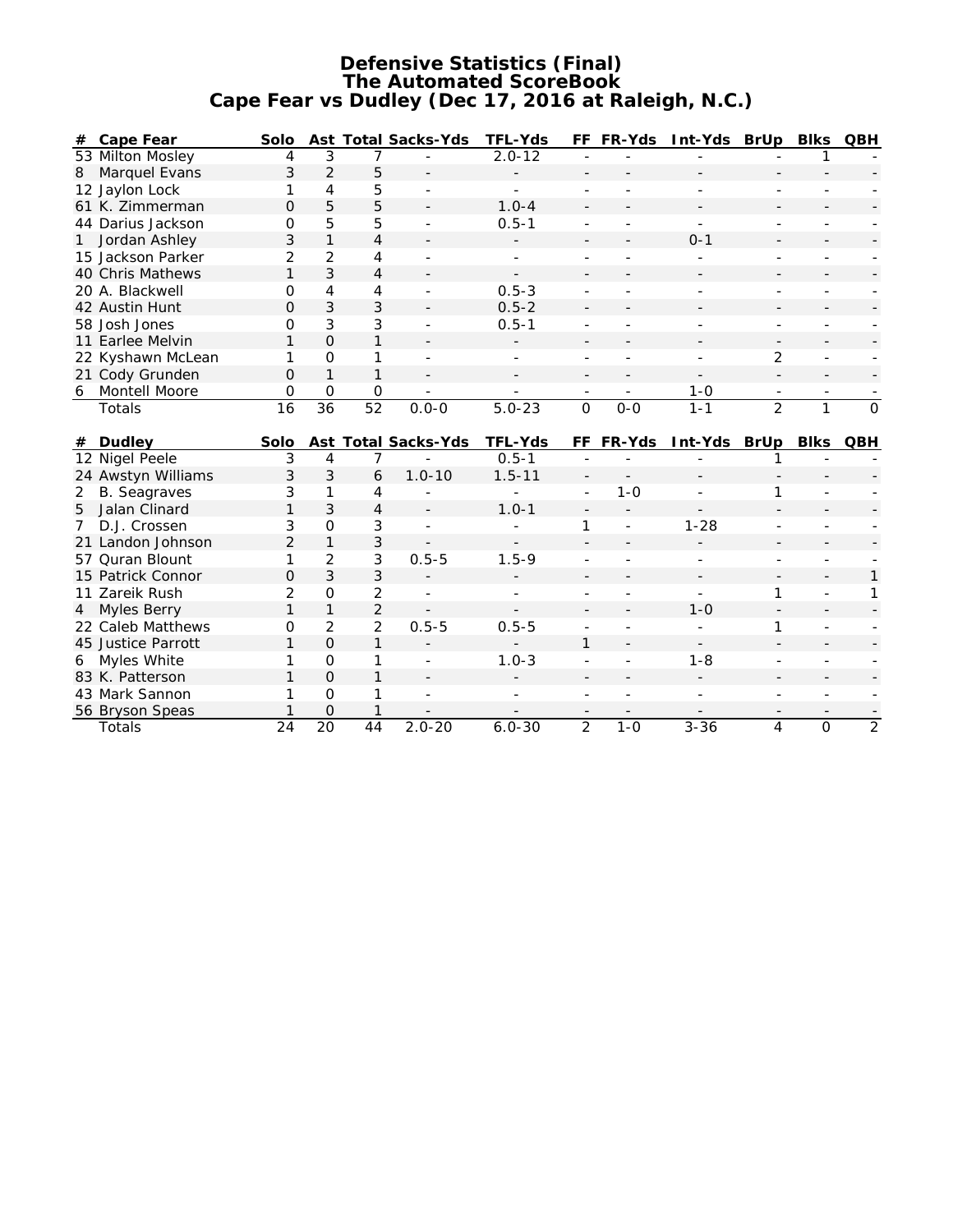# Defensive Statistics (Final)
## The Automated ScoreBook
## Cape Fear vs Dudley (Dec 17, 2016 at Raleigh, N.C.)

| # | Cape Fear | Solo | Ast | Total | Sacks-Yds | TFL-Yds | FF | FR-Yds | Int-Yds | BrUp | Blks | QBH |
|---|---|---|---|---|---|---|---|---|---|---|---|---|
| 53 | Milton Mosley | 4 | 3 | 7 | - | 2.0-12 | - | - | - | - | 1 | - |
| 8 | Marquel Evans | 3 | 2 | 5 | - | - | - | - | - | - | - | - |
| 12 | Jaylon Lock | 1 | 4 | 5 | - | - | - | - | - | - | - | - |
| 61 | K. Zimmerman | 0 | 5 | 5 | - | 1.0-4 | - | - | - | - | - | - |
| 44 | Darius Jackson | 0 | 5 | 5 | - | 0.5-1 | - | - | - | - | - | - |
| 1 | Jordan Ashley | 3 | 1 | 4 | - | - | - | - | 0-1 | - | - | - |
| 15 | Jackson Parker | 2 | 2 | 4 | - | - | - | - | - | - | - | - |
| 40 | Chris Mathews | 1 | 3 | 4 | - | - | - | - | - | - | - | - |
| 20 | A. Blackwell | 0 | 4 | 4 | - | 0.5-3 | - | - | - | - | - | - |
| 42 | Austin Hunt | 0 | 3 | 3 | - | 0.5-2 | - | - | - | - | - | - |
| 58 | Josh Jones | 0 | 3 | 3 | - | 0.5-1 | - | - | - | - | - | - |
| 11 | Earlee Melvin | 1 | 0 | 1 | - | - | - | - | - | - | - | - |
| 22 | Kyshawn McLean | 1 | 0 | 1 | - | - | - | - | - | 2 | - | - |
| 21 | Cody Grunden | 0 | 1 | 1 | - | - | - | - | - | - | - | - |
| 6 | Montell Moore | 0 | 0 | 0 | - | - | - | - | 1-0 | - | - | - |
| | Totals | 16 | 36 | 52 | 0.0-0 | 5.0-23 | 0 | 0-0 | 1-1 | 2 | 1 | 0 |

| # | Dudley | Solo | Ast | Total | Sacks-Yds | TFL-Yds | FF | FR-Yds | Int-Yds | BrUp | Blks | QBH |
|---|---|---|---|---|---|---|---|---|---|---|---|---|
| 12 | Nigel Peele | 3 | 4 | 7 | - | 0.5-1 | - | - | - | 1 | - | - |
| 24 | Awstyn Williams | 3 | 3 | 6 | 1.0-10 | 1.5-11 | - | - | - | - | - | - |
| 2 | B. Seagraves | 3 | 1 | 4 | - | - | - | 1-0 | - | 1 | - | - |
| 5 | Jalan Clinard | 1 | 3 | 4 | - | 1.0-1 | - | - | - | - | - | - |
| 7 | D.J. Crossen | 3 | 0 | 3 | - | - | 1 | - | 1-28 | - | - | - |
| 21 | Landon Johnson | 2 | 1 | 3 | - | - | - | - | - | - | - | - |
| 57 | Quran Blount | 1 | 2 | 3 | 0.5-5 | 1.5-9 | - | - | - | - | - | - |
| 15 | Patrick Connor | 0 | 3 | 3 | - | - | - | - | - | - | - | 1 |
| 11 | Zareik Rush | 2 | 0 | 2 | - | - | - | - | - | 1 | - | 1 |
| 4 | Myles Berry | 1 | 1 | 2 | - | - | - | - | 1-0 | - | - | - |
| 22 | Caleb Matthews | 0 | 2 | 2 | 0.5-5 | 0.5-5 | - | - | - | 1 | - | - |
| 45 | Justice Parrott | 1 | 0 | 1 | - | - | 1 | - | - | - | - | - |
| 6 | Myles White | 1 | 0 | 1 | - | 1.0-3 | - | - | 1-8 | - | - | - |
| 83 | K. Patterson | 1 | 0 | 1 | - | - | - | - | - | - | - | - |
| 43 | Mark Sannon | 1 | 0 | 1 | - | - | - | - | - | - | - | - |
| 56 | Bryson Speas | 1 | 0 | 1 | - | - | - | - | - | - | - | - |
| | Totals | 24 | 20 | 44 | 2.0-20 | 6.0-30 | 2 | 1-0 | 3-36 | 4 | 0 | 2 |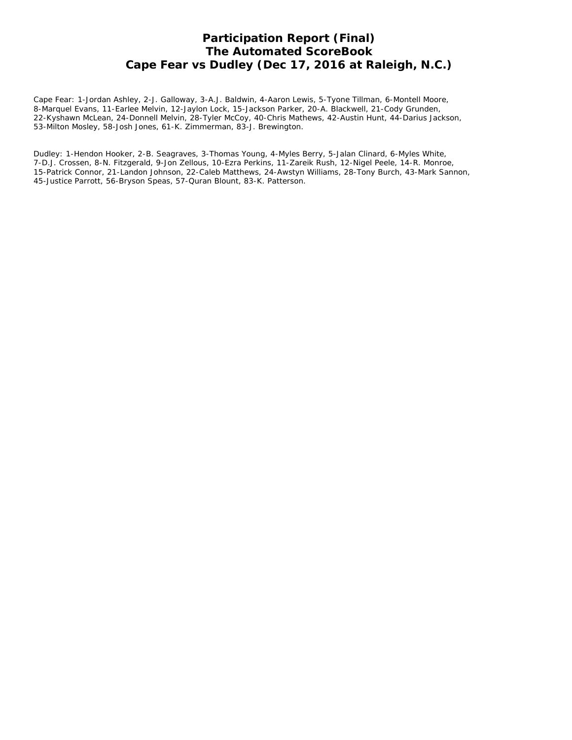# Participation Report (Final)
# The Automated ScoreBook
# Cape Fear vs Dudley (Dec 17, 2016 at Raleigh, N.C.)

Cape Fear: 1-Jordan Ashley, 2-J. Galloway, 3-A.J. Baldwin, 4-Aaron Lewis, 5-Tyone Tillman, 6-Montell Moore, 8-Marquel Evans, 11-Earlee Melvin, 12-Jaylon Lock, 15-Jackson Parker, 20-A. Blackwell, 21-Cody Grunden, 22-Kyshawn McLean, 24-Donnell Melvin, 28-Tyler McCoy, 40-Chris Mathews, 42-Austin Hunt, 44-Darius Jackson, 53-Milton Mosley, 58-Josh Jones, 61-K. Zimmerman, 83-J. Brewington.

Dudley: 1-Hendon Hooker, 2-B. Seagraves, 3-Thomas Young, 4-Myles Berry, 5-Jalan Clinard, 6-Myles White, 7-D.J. Crossen, 8-N. Fitzgerald, 9-Jon Zellous, 10-Ezra Perkins, 11-Zareik Rush, 12-Nigel Peele, 14-R. Monroe, 15-Patrick Connor, 21-Landon Johnson, 22-Caleb Matthews, 24-Awstyn Williams, 28-Tony Burch, 43-Mark Sannon, 45-Justice Parrott, 56-Bryson Speas, 57-Quran Blount, 83-K. Patterson.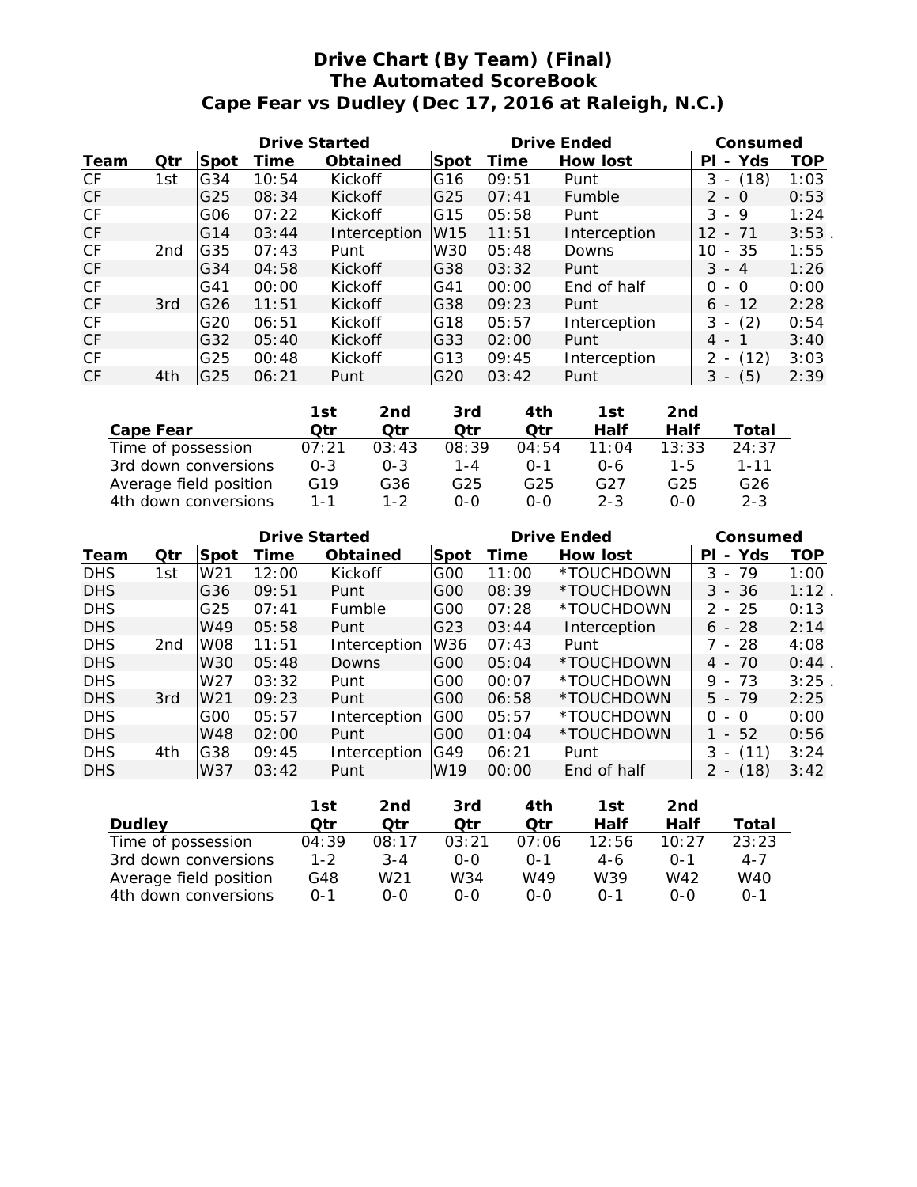# Drive Chart (By Team) (Final)
## The Automated ScoreBook
## Cape Fear vs Dudley (Dec 17, 2016 at Raleigh, N.C.)

| | | Drive Started | | | Drive Ended | | | Consumed | |
|---|---|---|---|---|---|---|---|---|---|
| Team | Qtr | Spot | Time | Obtained | Spot | Time | How lost | Pl - Yds | TOP |
| CF | 1st | G34 | 10:54 | Kickoff | G16 | 09:51 | Punt | 3 - (18) | 1:03 |
| CF | | G25 | 08:34 | Kickoff | G25 | 07:41 | Fumble | 2 - 0 | 0:53 |
| CF | | G06 | 07:22 | Kickoff | G15 | 05:58 | Punt | 3 - 9 | 1:24 |
| CF | | G14 | 03:44 | Interception | W15 | 11:51 | Interception | 12 - 71 | 3:53 . |
| CF | 2nd | G35 | 07:43 | Punt | W30 | 05:48 | Downs | 10 - 35 | 1:55 |
| CF | | G34 | 04:58 | Kickoff | G38 | 03:32 | Punt | 3 - 4 | 1:26 |
| CF | | G41 | 00:00 | Kickoff | G41 | 00:00 | End of half | 0 - 0 | 0:00 |
| CF | 3rd | G26 | 11:51 | Kickoff | G38 | 09:23 | Punt | 6 - 12 | 2:28 |
| CF | | G20 | 06:51 | Kickoff | G18 | 05:57 | Interception | 3 - (2) | 0:54 |
| CF | | G32 | 05:40 | Kickoff | G33 | 02:00 | Punt | 4 - 1 | 3:40 |
| CF | | G25 | 00:48 | Kickoff | G13 | 09:45 | Interception | 2 - (12) | 3:03 |
| CF | 4th | G25 | 06:21 | Punt | G20 | 03:42 | Punt | 3 - (5) | 2:39 |

| Cape Fear | 1st Qtr | 2nd Qtr | 3rd Qtr | 4th Qtr | 1st Half | 2nd Half | Total |
|---|---|---|---|---|---|---|---|
| Time of possession | 07:21 | 03:43 | 08:39 | 04:54 | 11:04 | 13:33 | 24:37 |
| 3rd down conversions | 0-3 | 0-3 | 1-4 | 0-1 | 0-6 | 1-5 | 1-11 |
| Average field position | G19 | G36 | G25 | G25 | G27 | G25 | G26 |
| 4th down conversions | 1-1 | 1-2 | 0-0 | 0-0 | 2-3 | 0-0 | 2-3 |

| | | Drive Started | | | Drive Ended | | | Consumed | |
|---|---|---|---|---|---|---|---|---|---|
| Team | Qtr | Spot | Time | Obtained | Spot | Time | How lost | Pl - Yds | TOP |
| DHS | 1st | W21 | 12:00 | Kickoff | G00 | 11:00 | *TOUCHDOWN | 3 - 79 | 1:00 |
| DHS | | G36 | 09:51 | Punt | G00 | 08:39 | *TOUCHDOWN | 3 - 36 | 1:12 . |
| DHS | | G25 | 07:41 | Fumble | G00 | 07:28 | *TOUCHDOWN | 2 - 25 | 0:13 |
| DHS | | W49 | 05:58 | Punt | G23 | 03:44 | Interception | 6 - 28 | 2:14 |
| DHS | 2nd | W08 | 11:51 | Interception | W36 | 07:43 | Punt | 7 - 28 | 4:08 |
| DHS | | W30 | 05:48 | Downs | G00 | 05:04 | *TOUCHDOWN | 4 - 70 | 0:44 . |
| DHS | | W27 | 03:32 | Punt | G00 | 00:07 | *TOUCHDOWN | 9 - 73 | 3:25 . |
| DHS | 3rd | W21 | 09:23 | Punt | G00 | 06:58 | *TOUCHDOWN | 5 - 79 | 2:25 |
| DHS | | G00 | 05:57 | Interception | G00 | 05:57 | *TOUCHDOWN | 0 - 0 | 0:00 |
| DHS | | W48 | 02:00 | Punt | G00 | 01:04 | *TOUCHDOWN | 1 - 52 | 0:56 |
| DHS | 4th | G38 | 09:45 | Interception | G49 | 06:21 | Punt | 3 - (11) | 3:24 |
| DHS | | W37 | 03:42 | Punt | W19 | 00:00 | End of half | 2 - (18) | 3:42 |

| Dudley | 1st Qtr | 2nd Qtr | 3rd Qtr | 4th Qtr | 1st Half | 2nd Half | Total |
|---|---|---|---|---|---|---|---|
| Time of possession | 04:39 | 08:17 | 03:21 | 07:06 | 12:56 | 10:27 | 23:23 |
| 3rd down conversions | 1-2 | 3-4 | 0-0 | 0-1 | 4-6 | 0-1 | 4-7 |
| Average field position | G48 | W21 | W34 | W49 | W39 | W42 | W40 |
| 4th down conversions | 0-1 | 0-0 | 0-0 | 0-0 | 0-1 | 0-0 | 0-1 |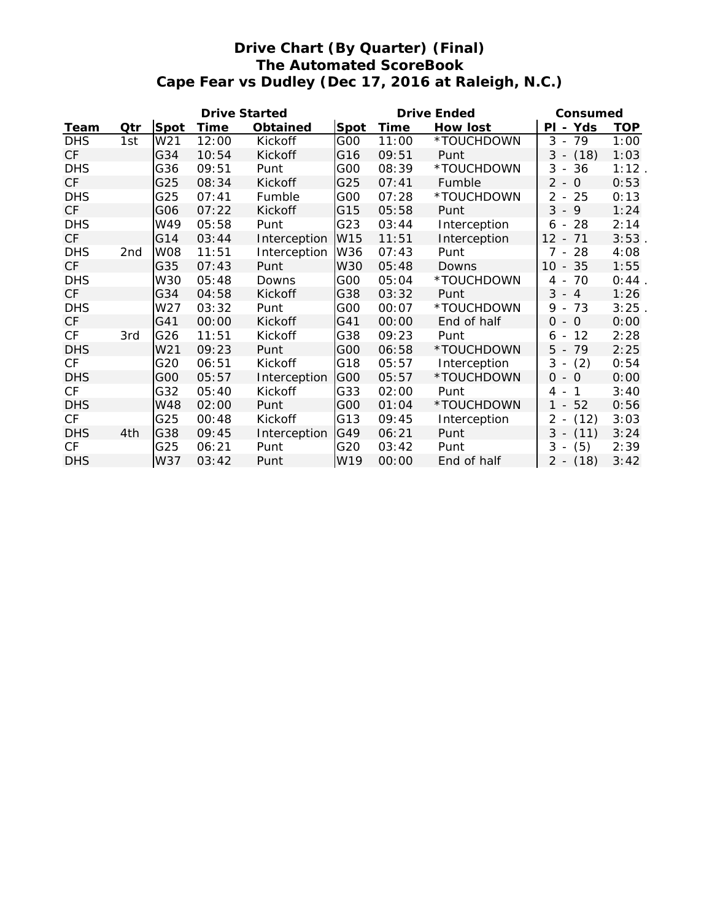# Drive Chart (By Quarter) (Final)
## The Automated ScoreBook
## Cape Fear vs Dudley (Dec 17, 2016 at Raleigh, N.C.)

| | | Drive Started | | | Drive Ended | | | Consumed | |
|---|---|---|---|---|---|---|---|---|---|
| Team | Qtr | Spot | Time | Obtained | Spot | Time | How lost | Pl - Yds | TOP |
| DHS | 1st | W21 | 12:00 | Kickoff | G00 | 11:00 | *TOUCHDOWN | 3 - 79 | 1:00 |
| CF | | G34 | 10:54 | Kickoff | G16 | 09:51 | Punt | 3 - (18) | 1:03 |
| DHS | | G36 | 09:51 | Punt | G00 | 08:39 | *TOUCHDOWN | 3 - 36 | 1:12 . |
| CF | | G25 | 08:34 | Kickoff | G25 | 07:41 | Fumble | 2 - 0 | 0:53 |
| DHS | | G25 | 07:41 | Fumble | G00 | 07:28 | *TOUCHDOWN | 2 - 25 | 0:13 |
| CF | | G06 | 07:22 | Kickoff | G15 | 05:58 | Punt | 3 - 9 | 1:24 |
| DHS | | W49 | 05:58 | Punt | G23 | 03:44 | Interception | 6 - 28 | 2:14 |
| CF | | G14 | 03:44 | Interception | W15 | 11:51 | Interception | 12 - 71 | 3:53 . |
| DHS | 2nd | W08 | 11:51 | Interception | W36 | 07:43 | Punt | 7 - 28 | 4:08 |
| CF | | G35 | 07:43 | Punt | W30 | 05:48 | Downs | 10 - 35 | 1:55 |
| DHS | | W30 | 05:48 | Downs | G00 | 05:04 | *TOUCHDOWN | 4 - 70 | 0:44 . |
| CF | | G34 | 04:58 | Kickoff | G38 | 03:32 | Punt | 3 - 4 | 1:26 |
| DHS | | W27 | 03:32 | Punt | G00 | 00:07 | *TOUCHDOWN | 9 - 73 | 3:25 . |
| CF | | G41 | 00:00 | Kickoff | G41 | 00:00 | End of half | 0 - 0 | 0:00 |
| CF | 3rd | G26 | 11:51 | Kickoff | G38 | 09:23 | Punt | 6 - 12 | 2:28 |
| DHS | | W21 | 09:23 | Punt | G00 | 06:58 | *TOUCHDOWN | 5 - 79 | 2:25 |
| CF | | G20 | 06:51 | Kickoff | G18 | 05:57 | Interception | 3 - (2) | 0:54 |
| DHS | | G00 | 05:57 | Interception | G00 | 05:57 | *TOUCHDOWN | 0 - 0 | 0:00 |
| CF | | G32 | 05:40 | Kickoff | G33 | 02:00 | Punt | 4 - 1 | 3:40 |
| DHS | | W48 | 02:00 | Punt | G00 | 01:04 | *TOUCHDOWN | 1 - 52 | 0:56 |
| CF | | G25 | 00:48 | Kickoff | G13 | 09:45 | Interception | 2 - (12) | 3:03 |
| DHS | 4th | G38 | 09:45 | Interception | G49 | 06:21 | Punt | 3 - (11) | 3:24 |
| CF | | G25 | 06:21 | Punt | G20 | 03:42 | Punt | 3 - (5) | 2:39 |
| DHS | | W37 | 03:42 | Punt | W19 | 00:00 | End of half | 2 - (18) | 3:42 |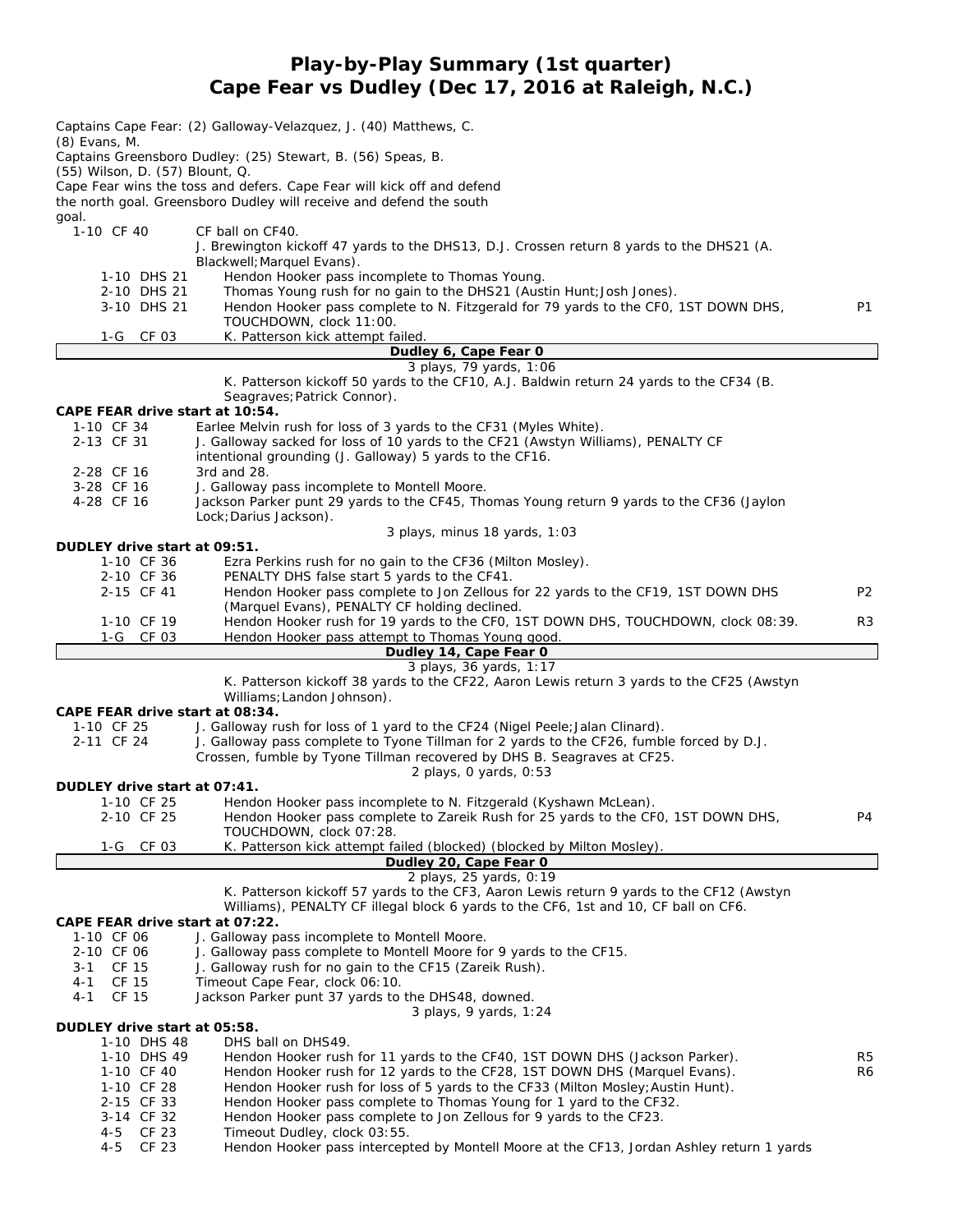# Play-by-Play Summary (1st quarter)
## Cape Fear vs Dudley (Dec 17, 2016 at Raleigh, N.C.)

Captains Cape Fear: (2) Galloway-Velazquez, J. (40) Matthews, C. (8) Evans, M.
Captains Greensboro Dudley: (25) Stewart, B. (56) Speas, B. (55) Wilson, D. (57) Blount, Q.
Cape Fear wins the toss and defers. Cape Fear will kick off and defend the north goal. Greensboro Dudley will receive and defend the south goal.

| | | |
|---|---|---|
| 1-10 CF 40 | CF ball on CF40. | |
| | J. Brewington kickoff 47 yards to the DHS13, D.J. Crossen return 8 yards to the DHS21 (A. Blackwell;Marquel Evans). | |
| 1-10 DHS 21 | Hendon Hooker pass incomplete to Thomas Young. | |
| 2-10 DHS 21 | Thomas Young rush for no gain to the DHS21 (Austin Hunt;Josh Jones). | |
| 3-10 DHS 21 | Hendon Hooker pass complete to N. Fitzgerald for 79 yards to the CF0, 1ST DOWN DHS, TOUCHDOWN, clock 11:00. | P1 |
| 1-G CF 03 | K. Patterson kick attempt failed. | |
| | **Dudley 6, Cape Fear 0** | |
| | 3 plays, 79 yards, 1:06 | |
| | K. Patterson kickoff 50 yards to the CF10, A.J. Baldwin return 24 yards to the CF34 (B. Seagraves;Patrick Connor). | |

**CAPE FEAR drive start at 10:54.**

| | | |
|---|---|---|
| 1-10 CF 34 | Earlee Melvin rush for loss of 3 yards to the CF31 (Myles White). | |
| 2-13 CF 31 | J. Galloway sacked for loss of 10 yards to the CF21 (Awstyn Williams), PENALTY CF intentional grounding (J. Galloway) 5 yards to the CF16. | |
| 2-28 CF 16 | 3rd and 28. | |
| 3-28 CF 16 | J. Galloway pass incomplete to Montell Moore. | |
| 4-28 CF 16 | Jackson Parker punt 29 yards to the CF45, Thomas Young return 9 yards to the CF36 (Jaylon Lock;Darius Jackson). | |
| | 3 plays, minus 18 yards, 1:03 | |

**DUDLEY drive start at 09:51.**

| | | |
|---|---|---|
| 1-10 CF 36 | Ezra Perkins rush for no gain to the CF36 (Milton Mosley). | |
| 2-10 CF 36 | PENALTY DHS false start 5 yards to the CF41. | |
| 2-15 CF 41 | Hendon Hooker pass complete to Jon Zellous for 22 yards to the CF19, 1ST DOWN DHS (Marquel Evans), PENALTY CF holding declined. | P2 |
| 1-10 CF 19 | Hendon Hooker rush for 19 yards to the CF0, 1ST DOWN DHS, TOUCHDOWN, clock 08:39. | R3 |
| 1-G CF 03 | Hendon Hooker pass attempt to Thomas Young good. | |
| | **Dudley 14, Cape Fear 0** | |
| | 3 plays, 36 yards, 1:17 | |
| | K. Patterson kickoff 38 yards to the CF22, Aaron Lewis return 3 yards to the CF25 (Awstyn Williams;Landon Johnson). | |

**CAPE FEAR drive start at 08:34.**

| | | |
|---|---|---|
| 1-10 CF 25 | J. Galloway rush for loss of 1 yard to the CF24 (Nigel Peele;Jalan Clinard). | |
| 2-11 CF 24 | J. Galloway pass complete to Tyone Tillman for 2 yards to the CF26, fumble forced by D.J. Crossen, fumble by Tyone Tillman recovered by DHS B. Seagraves at CF25. | |
| | 2 plays, 0 yards, 0:53 | |

**DUDLEY drive start at 07:41.**

| | | |
|---|---|---|
| 1-10 CF 25 | Hendon Hooker pass incomplete to N. Fitzgerald (Kyshawn McLean). | |
| 2-10 CF 25 | Hendon Hooker pass complete to Zareik Rush for 25 yards to the CF0, 1ST DOWN DHS, TOUCHDOWN, clock 07:28. | P4 |
| 1-G CF 03 | K. Patterson kick attempt failed (blocked) (blocked by Milton Mosley). | |
| | **Dudley 20, Cape Fear 0** | |
| | 2 plays, 25 yards, 0:19 | |
| | K. Patterson kickoff 57 yards to the CF3, Aaron Lewis return 9 yards to the CF12 (Awstyn Williams), PENALTY CF illegal block 6 yards to the CF6, 1st and 10, CF ball on CF6. | |

**CAPE FEAR drive start at 07:22.**

| | | |
|---|---|---|
| 1-10 CF 06 | J. Galloway pass incomplete to Montell Moore. | |
| 2-10 CF 06 | J. Galloway pass complete to Montell Moore for 9 yards to the CF15. | |
| 3-1 CF 15 | J. Galloway rush for no gain to the CF15 (Zareik Rush). | |
| 4-1 CF 15 | Timeout Cape Fear, clock 06:10. | |
| 4-1 CF 15 | Jackson Parker punt 37 yards to the DHS48, downed. | |
| | 3 plays, 9 yards, 1:24 | |

**DUDLEY drive start at 05:58.**

| | | |
|---|---|---|
| 1-10 DHS 48 | DHS ball on DHS49. | |
| 1-10 DHS 49 | Hendon Hooker rush for 11 yards to the CF40, 1ST DOWN DHS (Jackson Parker). | R5 |
| 1-10 CF 40 | Hendon Hooker rush for 12 yards to the CF28, 1ST DOWN DHS (Marquel Evans). | R6 |
| 1-10 CF 28 | Hendon Hooker rush for loss of 5 yards to the CF33 (Milton Mosley;Austin Hunt). | |
| 2-15 CF 33 | Hendon Hooker pass complete to Thomas Young for 1 yard to the CF32. | |
| 3-14 CF 32 | Hendon Hooker pass complete to Jon Zellous for 9 yards to the CF23. | |
| 4-5 CF 23 | Timeout Dudley, clock 03:55. | |
| 4-5 CF 23 | Hendon Hooker pass intercepted by Montell Moore at the CF13, Jordan Ashley return 1 yards | |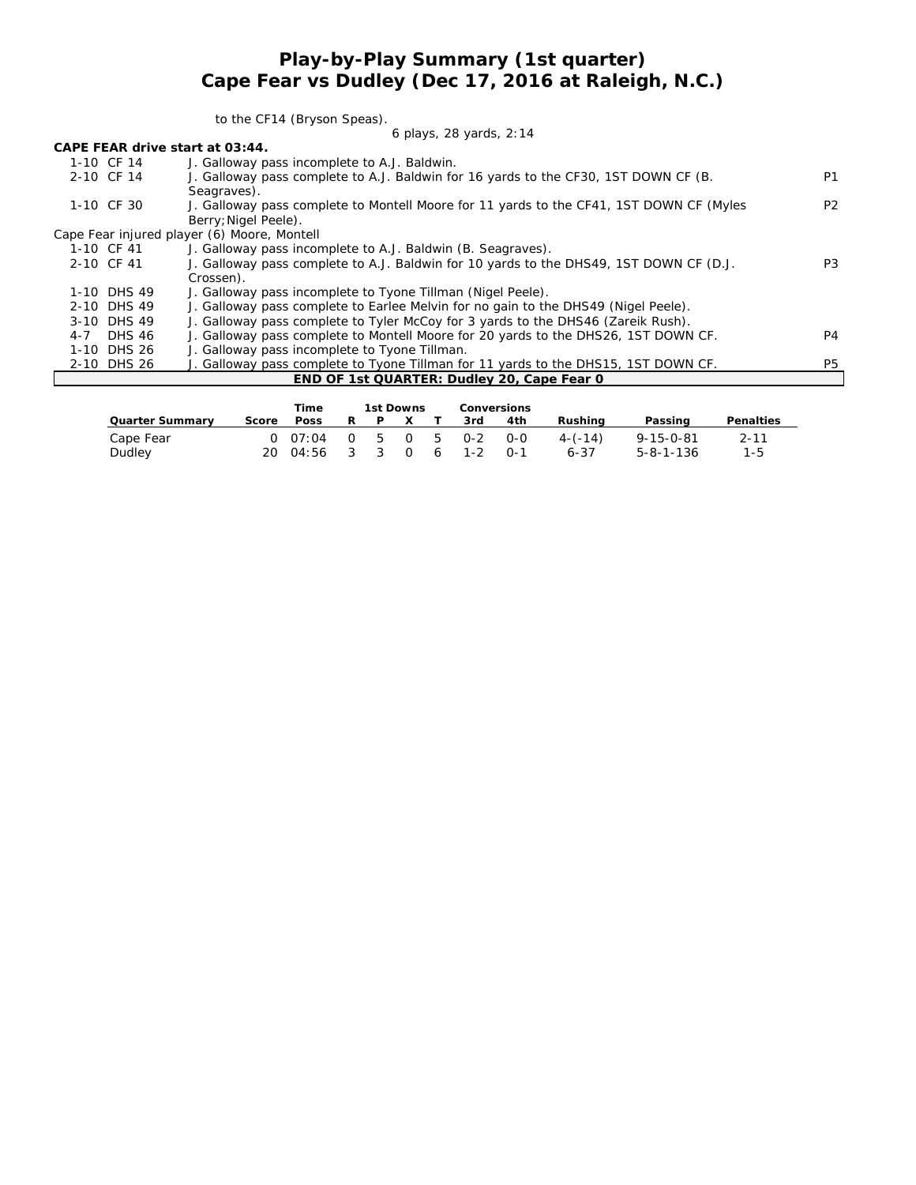# Play-by-Play Summary (1st quarter)
## Cape Fear vs Dudley (Dec 17, 2016 at Raleigh, N.C.)

to the CF14 (Bryson Speas).

6 plays, 28 yards, 2:14

**CAPE FEAR drive start at 03:44.**

| | | |
|---|---|---|
| 1-10 CF 14 | J. Galloway pass incomplete to A.J. Baldwin. | |
| 2-10 CF 14 | J. Galloway pass complete to A.J. Baldwin for 16 yards to the CF30, 1ST DOWN CF (B. Seagraves). | P1 |
| 1-10 CF 30 | J. Galloway pass complete to Montell Moore for 11 yards to the CF41, 1ST DOWN CF (Myles Berry;Nigel Peele). | P2 |
| Cape Fear injured player (6) Moore, Montell | | |
| 1-10 CF 41 | J. Galloway pass incomplete to A.J. Baldwin (B. Seagraves). | |
| 2-10 CF 41 | J. Galloway pass complete to A.J. Baldwin for 10 yards to the DHS49, 1ST DOWN CF (D.J. Crossen). | P3 |
| 1-10 DHS 49 | J. Galloway pass incomplete to Tyone Tillman (Nigel Peele). | |
| 2-10 DHS 49 | J. Galloway pass complete to Earlee Melvin for no gain to the DHS49 (Nigel Peele). | |
| 3-10 DHS 49 | J. Galloway pass complete to Tyler McCoy for 3 yards to the DHS46 (Zareik Rush). | |
| 4-7 DHS 46 | J. Galloway pass complete to Montell Moore for 20 yards to the DHS26, 1ST DOWN CF. | P4 |
| 1-10 DHS 26 | J. Galloway pass incomplete to Tyone Tillman. | |
| 2-10 DHS 26 | J. Galloway pass complete to Tyone Tillman for 11 yards to the DHS15, 1ST DOWN CF. | P5 |

**END OF 1st QUARTER: Dudley 20, Cape Fear 0**

| Quarter Summary | Score | Time Poss | 1st Downs R | P | X | T | Conversions 3rd | 4th | Rushing | Passing | Penalties |
|---|---|---|---|---|---|---|---|---|---|---|---|
| Cape Fear | 0 | 07:04 | 0 | 5 | 0 | 5 | 0-2 | 0-0 | 4-(-14) | 9-15-0-81 | 2-11 |
| Dudley | 20 | 04:56 | 3 | 3 | 0 | 6 | 1-2 | 0-1 | 6-37 | 5-8-1-136 | 1-5 |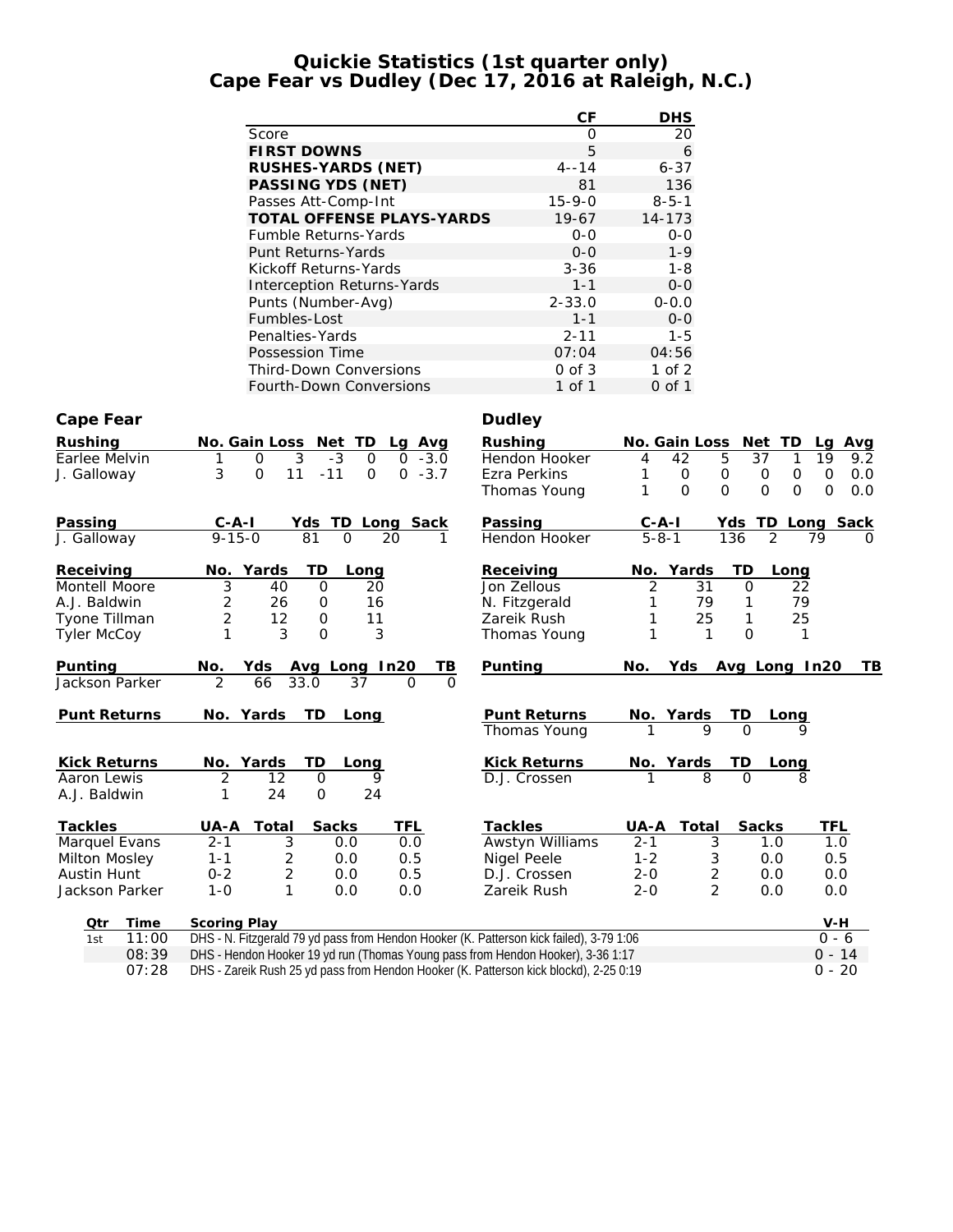# Quickie Statistics (1st quarter only)
# Cape Fear vs Dudley (Dec 17, 2016 at Raleigh, N.C.)

| | CF | DHS |
|---|---|---|
| Score | 0 | 20 |
| **FIRST DOWNS** | 5 | 6 |
| **RUSHES-YARDS (NET)** | 4--14 | 6-37 |
| **PASSING YDS (NET)** | 81 | 136 |
| Passes Att-Comp-Int | 15-9-0 | 8-5-1 |
| **TOTAL OFFENSE PLAYS-YARDS** | 19-67 | 14-173 |
| Fumble Returns-Yards | 0-0 | 0-0 |
| Punt Returns-Yards | 0-0 | 1-9 |
| Kickoff Returns-Yards | 3-36 | 1-8 |
| Interception Returns-Yards | 1-1 | 0-0 |
| Punts (Number-Avg) | 2-33.0 | 0-0.0 |
| Fumbles-Lost | 1-1 | 0-0 |
| Penalties-Yards | 2-11 | 1-5 |
| Possession Time | 07:04 | 04:56 |
| Third-Down Conversions | 0 of 3 | 1 of 2 |
| Fourth-Down Conversions | 1 of 1 | 0 of 1 |

## Cape Fear

| Rushing | No. | Gain | Loss | Net | TD | Lg | Avg |
|---|---|---|---|---|---|---|---|
| Earlee Melvin | 1 | 0 | 3 | -3 | 0 | 0 | -3.0 |
| J. Galloway | 3 | 0 | 11 | -11 | 0 | 0 | -3.7 |

| Passing | C-A-I | Yds | TD | Long | Sack |
|---|---|---|---|---|---|
| J. Galloway | 9-15-0 | 81 | 0 | 20 | 1 |

| Receiving | No. | Yards | TD | Long |
|---|---|---|---|---|
| Montell Moore | 3 | 40 | 0 | 20 |
| A.J. Baldwin | 2 | 26 | 0 | 16 |
| Tyone Tillman | 2 | 12 | 0 | 11 |
| Tyler McCoy | 1 | 3 | 0 | 3 |

| Punting | No. | Yds | Avg | Long | In20 | TB |
|---|---|---|---|---|---|---|
| Jackson Parker | 2 | 66 | 33.0 | 37 | 0 | 0 |

| Punt Returns | No. | Yards | TD | Long |
|---|---|---|---|---|

| Kick Returns | No. | Yards | TD | Long |
|---|---|---|---|---|
| Aaron Lewis | 2 | 12 | 0 | 9 |
| A.J. Baldwin | 1 | 24 | 0 | 24 |

| Tackles | UA-A | Total | Sacks | TFL |
|---|---|---|---|---|
| Marquel Evans | 2-1 | 3 | 0.0 | 0.0 |
| Milton Mosley | 1-1 | 2 | 0.0 | 0.5 |
| Austin Hunt | 0-2 | 2 | 0.0 | 0.5 |
| Jackson Parker | 1-0 | 1 | 0.0 | 0.0 |

## Dudley

| Rushing | No. | Gain | Loss | Net | TD | Lg | Avg |
|---|---|---|---|---|---|---|---|
| Hendon Hooker | 4 | 42 | 5 | 37 | 1 | 19 | 9.2 |
| Ezra Perkins | 1 | 0 | 0 | 0 | 0 | 0 | 0.0 |
| Thomas Young | 1 | 0 | 0 | 0 | 0 | 0 | 0.0 |

| Passing | C-A-I | Yds | TD | Long | Sack |
|---|---|---|---|---|---|
| Hendon Hooker | 5-8-1 | 136 | 2 | 79 | 0 |

| Receiving | No. | Yards | TD | Long |
|---|---|---|---|---|
| Jon Zellous | 2 | 31 | 0 | 22 |
| N. Fitzgerald | 1 | 79 | 1 | 79 |
| Zareik Rush | 1 | 25 | 1 | 25 |
| Thomas Young | 1 | 1 | 0 | 1 |

| Punting | No. | Yds | Avg | Long | In20 | TB |
|---|---|---|---|---|---|---|

| Punt Returns | No. | Yards | TD | Long |
|---|---|---|---|---|
| Thomas Young | 1 | 9 | 0 | 9 |

| Kick Returns | No. | Yards | TD | Long |
|---|---|---|---|---|
| D.J. Crossen | 1 | 8 | 0 | 8 |

| Tackles | UA-A | Total | Sacks | TFL |
|---|---|---|---|---|
| Awstyn Williams | 2-1 | 3 | 1.0 | 1.0 |
| Nigel Peele | 1-2 | 3 | 0.0 | 0.5 |
| D.J. Crossen | 2-0 | 2 | 0.0 | 0.0 |
| Zareik Rush | 2-0 | 2 | 0.0 | 0.0 |

| Qtr | Time | Scoring Play | V-H |
|---|---|---|---|
| 1st | 11:00 | DHS - N. Fitzgerald 79 yd pass from Hendon Hooker (K. Patterson kick failed), 3-79 1:06 | 0 - 6 |
| | 08:39 | DHS - Hendon Hooker 19 yd run (Thomas Young pass from Hendon Hooker), 3-36 1:17 | 0 - 14 |
| | 07:28 | DHS - Zareik Rush 25 yd pass from Hendon Hooker (K. Patterson kick blockd), 2-25 0:19 | 0 - 20 |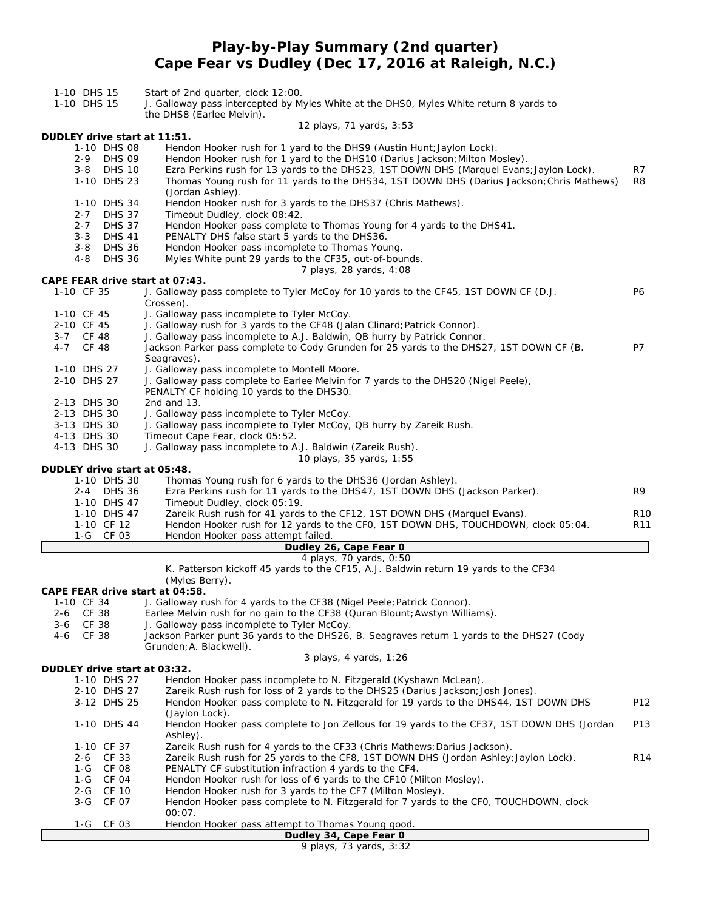# Play-by-Play Summary (2nd quarter)
## Cape Fear vs Dudley (Dec 17, 2016 at Raleigh, N.C.)

| Down | Play | |
|---|---|---|
| 1-10 DHS 15 | Start of 2nd quarter, clock 12:00. | |
| 1-10 DHS 15 | J. Galloway pass intercepted by Myles White at the DHS0, Myles White return 8 yards to the DHS8 (Earlee Melvin). | |
| | 12 plays, 71 yards, 3:53 | |

**DUDLEY drive start at 11:51.**

| Down | Play | |
|---|---|---|
| 1-10 DHS 08 | Hendon Hooker rush for 1 yard to the DHS9 (Austin Hunt;Jaylon Lock). | |
| 2-9 DHS 09 | Hendon Hooker rush for 1 yard to the DHS10 (Darius Jackson;Milton Mosley). | |
| 3-8 DHS 10 | Ezra Perkins rush for 13 yards to the DHS23, 1ST DOWN DHS (Marquel Evans;Jaylon Lock). | R7 |
| 1-10 DHS 23 | Thomas Young rush for 11 yards to the DHS34, 1ST DOWN DHS (Darius Jackson;Chris Mathews) (Jordan Ashley). | R8 |
| 1-10 DHS 34 | Hendon Hooker rush for 3 yards to the DHS37 (Chris Mathews). | |
| 2-7 DHS 37 | Timeout Dudley, clock 08:42. | |
| 2-7 DHS 37 | Hendon Hooker pass complete to Thomas Young for 4 yards to the DHS41. | |
| 3-3 DHS 41 | PENALTY DHS false start 5 yards to the DHS36. | |
| 3-8 DHS 36 | Hendon Hooker pass incomplete to Thomas Young. | |
| 4-8 DHS 36 | Myles White punt 29 yards to the CF35, out-of-bounds. | |
| | 7 plays, 28 yards, 4:08 | |

**CAPE FEAR drive start at 07:43.**

| Down | Play | |
|---|---|---|
| 1-10 CF 35 | J. Galloway pass complete to Tyler McCoy for 10 yards to the CF45, 1ST DOWN CF (D.J. Crossen). | P6 |
| 1-10 CF 45 | J. Galloway pass incomplete to Tyler McCoy. | |
| 2-10 CF 45 | J. Galloway rush for 3 yards to the CF48 (Jalan Clinard;Patrick Connor). | |
| 3-7 CF 48 | J. Galloway pass incomplete to A.J. Baldwin, QB hurry by Patrick Connor. | |
| 4-7 CF 48 | Jackson Parker pass complete to Cody Grunden for 25 yards to the DHS27, 1ST DOWN CF (B. Seagraves). | P7 |
| 1-10 DHS 27 | J. Galloway pass incomplete to Montell Moore. | |
| 2-10 DHS 27 | J. Galloway pass complete to Earlee Melvin for 7 yards to the DHS20 (Nigel Peele), PENALTY CF holding 10 yards to the DHS30. | |
| 2-13 DHS 30 | 2nd and 13. | |
| 2-13 DHS 30 | J. Galloway pass incomplete to Tyler McCoy. | |
| 3-13 DHS 30 | J. Galloway pass incomplete to Tyler McCoy, QB hurry by Zareik Rush. | |
| 4-13 DHS 30 | Timeout Cape Fear, clock 05:52. | |
| 4-13 DHS 30 | J. Galloway pass incomplete to A.J. Baldwin (Zareik Rush). | |
| | 10 plays, 35 yards, 1:55 | |

**DUDLEY drive start at 05:48.**

| Down | Play | |
|---|---|---|
| 1-10 DHS 30 | Thomas Young rush for 6 yards to the DHS36 (Jordan Ashley). | |
| 2-4 DHS 36 | Ezra Perkins rush for 11 yards to the DHS47, 1ST DOWN DHS (Jackson Parker). | R9 |
| 1-10 DHS 47 | Timeout Dudley, clock 05:19. | |
| 1-10 DHS 47 | Zareik Rush rush for 41 yards to the CF12, 1ST DOWN DHS (Marquel Evans). | R10 |
| 1-10 CF 12 | Hendon Hooker rush for 12 yards to the CF0, 1ST DOWN DHS, TOUCHDOWN, clock 05:04. | R11 |
| 1-G CF 03 | Hendon Hooker pass attempt failed. | |
| | **Dudley 26, Cape Fear 0** | |
| | 4 plays, 70 yards, 0:50 | |
| | K. Patterson kickoff 45 yards to the CF15, A.J. Baldwin return 19 yards to the CF34 (Myles Berry). | |

**CAPE FEAR drive start at 04:58.**

| Down | Play | |
|---|---|---|
| 1-10 CF 34 | J. Galloway rush for 4 yards to the CF38 (Nigel Peele;Patrick Connor). | |
| 2-6 CF 38 | Earlee Melvin rush for no gain to the CF38 (Quran Blount;Awstyn Williams). | |
| 3-6 CF 38 | J. Galloway pass incomplete to Tyler McCoy. | |
| 4-6 CF 38 | Jackson Parker punt 36 yards to the DHS26, B. Seagraves return 1 yards to the DHS27 (Cody Grunden;A. Blackwell). | |
| | 3 plays, 4 yards, 1:26 | |

**DUDLEY drive start at 03:32.**

| Down | Play | |
|---|---|---|
| 1-10 DHS 27 | Hendon Hooker pass incomplete to N. Fitzgerald (Kyshawn McLean). | |
| 2-10 DHS 27 | Zareik Rush rush for loss of 2 yards to the DHS25 (Darius Jackson;Josh Jones). | |
| 3-12 DHS 25 | Hendon Hooker pass complete to N. Fitzgerald for 19 yards to the DHS44, 1ST DOWN DHS (Jaylon Lock). | P12 |
| 1-10 DHS 44 | Hendon Hooker pass complete to Jon Zellous for 19 yards to the CF37, 1ST DOWN DHS (Jordan Ashley). | P13 |
| 1-10 CF 37 | Zareik Rush rush for 4 yards to the CF33 (Chris Mathews;Darius Jackson). | |
| 2-6 CF 33 | Zareik Rush rush for 25 yards to the CF8, 1ST DOWN DHS (Jordan Ashley;Jaylon Lock). | R14 |
| 1-G CF 08 | PENALTY CF substitution infraction 4 yards to the CF4. | |
| 1-G CF 04 | Hendon Hooker rush for loss of 6 yards to the CF10 (Milton Mosley). | |
| 2-G CF 10 | Hendon Hooker rush for 3 yards to the CF7 (Milton Mosley). | |
| 3-G CF 07 | Hendon Hooker pass complete to N. Fitzgerald for 7 yards to the CF0, TOUCHDOWN, clock 00:07. | |
| 1-G CF 03 | Hendon Hooker pass attempt to Thomas Young good. | |
| | **Dudley 34, Cape Fear 0** | |
| | 9 plays, 73 yards, 3:32 | |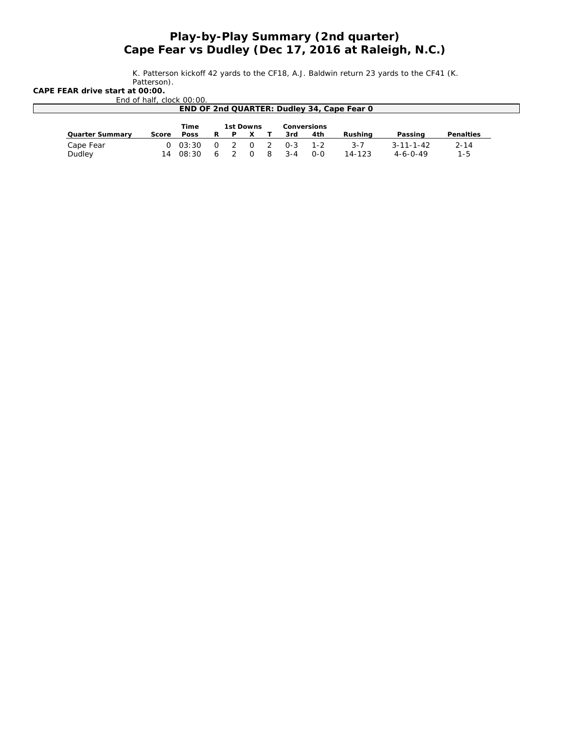# Play-by-Play Summary (2nd quarter)
# Cape Fear vs Dudley (Dec 17, 2016 at Raleigh, N.C.)

K. Patterson kickoff 42 yards to the CF18, A.J. Baldwin return 23 yards to the CF41 (K. Patterson).

**CAPE FEAR drive start at 00:00.**

End of half, clock 00:00.

**END OF 2nd QUARTER: Dudley 34, Cape Fear 0**

| Quarter Summary | Score | Time Poss | 1st Downs R | P | X | T | Conversions 3rd | 4th | Rushing | Passing | Penalties |
|---|---|---|---|---|---|---|---|---|---|---|---|
| Cape Fear | 0 | 03:30 | 0 | 2 | 0 | 2 | 0-3 | 1-2 | 3-7 | 3-11-1-42 | 2-14 |
| Dudley | 14 | 08:30 | 6 | 2 | 0 | 8 | 3-4 | 0-0 | 14-123 | 4-6-0-49 | 1-5 |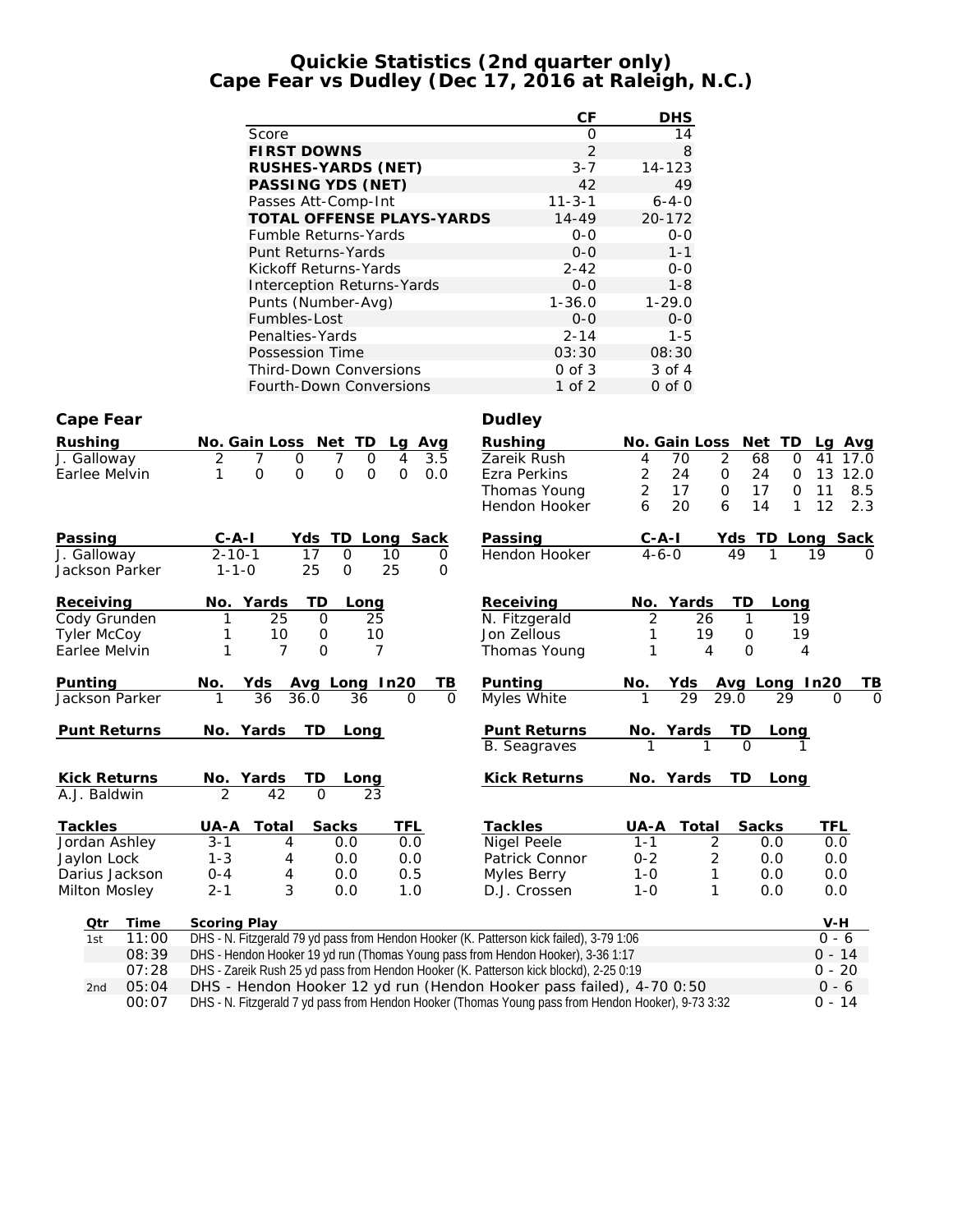# Quickie Statistics (2nd quarter only)
# Cape Fear vs Dudley (Dec 17, 2016 at Raleigh, N.C.)

| | CF | DHS |
|---|---|---|
| Score | 0 | 14 |
| **FIRST DOWNS** | 2 | 8 |
| **RUSHES-YARDS (NET)** | 3-7 | 14-123 |
| **PASSING YDS (NET)** | 42 | 49 |
| Passes Att-Comp-Int | 11-3-1 | 6-4-0 |
| **TOTAL OFFENSE PLAYS-YARDS** | 14-49 | 20-172 |
| Fumble Returns-Yards | 0-0 | 0-0 |
| Punt Returns-Yards | 0-0 | 1-1 |
| Kickoff Returns-Yards | 2-42 | 0-0 |
| Interception Returns-Yards | 0-0 | 1-8 |
| Punts (Number-Avg) | 1-36.0 | 1-29.0 |
| Fumbles-Lost | 0-0 | 0-0 |
| Penalties-Yards | 2-14 | 1-5 |
| Possession Time | 03:30 | 08:30 |
| Third-Down Conversions | 0 of 3 | 3 of 4 |
| Fourth-Down Conversions | 1 of 2 | 0 of 0 |

## Cape Fear

| Rushing | No. | Gain | Loss | Net | TD | Lg | Avg |
|---|---|---|---|---|---|---|---|
| J. Galloway | 2 | 7 | 0 | 7 | 0 | 4 | 3.5 |
| Earlee Melvin | 1 | 0 | 0 | 0 | 0 | 0 | 0.0 |

| Passing | C-A-I | Yds | TD | Long | Sack |
|---|---|---|---|---|---|
| J. Galloway | 2-10-1 | 17 | 0 | 10 | 0 |
| Jackson Parker | 1-1-0 | 25 | 0 | 25 | 0 |

| Receiving | No. | Yards | TD | Long |
|---|---|---|---|---|
| Cody Grunden | 1 | 25 | 0 | 25 |
| Tyler McCoy | 1 | 10 | 0 | 10 |
| Earlee Melvin | 1 | 7 | 0 | 7 |

| Punting | No. | Yds | Avg | Long | In20 | TB |
|---|---|---|---|---|---|---|
| Jackson Parker | 1 | 36 | 36.0 | 36 | 0 | 0 |

| Punt Returns | No. | Yards | TD | Long |
|---|---|---|---|---|

| Kick Returns | No. | Yards | TD | Long |
|---|---|---|---|---|
| A.J. Baldwin | 2 | 42 | 0 | 23 |

| Tackles | UA-A | Total | Sacks | TFL |
|---|---|---|---|---|
| Jordan Ashley | 3-1 | 4 | 0.0 | 0.0 |
| Jaylon Lock | 1-3 | 4 | 0.0 | 0.0 |
| Darius Jackson | 0-4 | 4 | 0.0 | 0.5 |
| Milton Mosley | 2-1 | 3 | 0.0 | 1.0 |

## Dudley

| Rushing | No. | Gain | Loss | Net | TD | Lg | Avg |
|---|---|---|---|---|---|---|---|
| Zareik Rush | 4 | 70 | 2 | 68 | 0 | 41 | 17.0 |
| Ezra Perkins | 2 | 24 | 0 | 24 | 0 | 13 | 12.0 |
| Thomas Young | 2 | 17 | 0 | 17 | 0 | 11 | 8.5 |
| Hendon Hooker | 6 | 20 | 6 | 14 | 1 | 12 | 2.3 |

| Passing | C-A-I | Yds | TD | Long | Sack |
|---|---|---|---|---|---|
| Hendon Hooker | 4-6-0 | 49 | 1 | 19 | 0 |

| Receiving | No. | Yards | TD | Long |
|---|---|---|---|---|
| N. Fitzgerald | 2 | 26 | 1 | 19 |
| Jon Zellous | 1 | 19 | 0 | 19 |
| Thomas Young | 1 | 4 | 0 | 4 |

| Punting | No. | Yds | Avg | Long | In20 | TB |
|---|---|---|---|---|---|---|
| Myles White | 1 | 29 | 29.0 | 29 | 0 | 0 |

| Punt Returns | No. | Yards | TD | Long |
|---|---|---|---|---|
| B. Seagraves | 1 | 1 | 0 | 1 |

| Kick Returns | No. | Yards | TD | Long |
|---|---|---|---|---|

| Tackles | UA-A | Total | Sacks | TFL |
|---|---|---|---|---|
| Nigel Peele | 1-1 | 2 | 0.0 | 0.0 |
| Patrick Connor | 0-2 | 2 | 0.0 | 0.0 |
| Myles Berry | 1-0 | 1 | 0.0 | 0.0 |
| D.J. Crossen | 1-0 | 1 | 0.0 | 0.0 |

## Scoring Plays

| Qtr | Time | Scoring Play | V-H |
|---|---|---|---|
| 1st | 11:00 | DHS - N. Fitzgerald 79 yd pass from Hendon Hooker (K. Patterson kick failed), 3-79 1:06 | 0 - 6 |
| | 08:39 | DHS - Hendon Hooker 19 yd run (Thomas Young pass from Hendon Hooker), 3-36 1:17 | 0 - 14 |
| | 07:28 | DHS - Zareik Rush 25 yd pass from Hendon Hooker (K. Patterson kick blockd), 2-25 0:19 | 0 - 20 |
| 2nd | 05:04 | DHS - Hendon Hooker 12 yd run (Hendon Hooker pass failed), 4-70 0:50 | 0 - 6 |
| | 00:07 | DHS - N. Fitzgerald 7 yd pass from Hendon Hooker (Thomas Young pass from Hendon Hooker), 9-73 3:32 | 0 - 14 |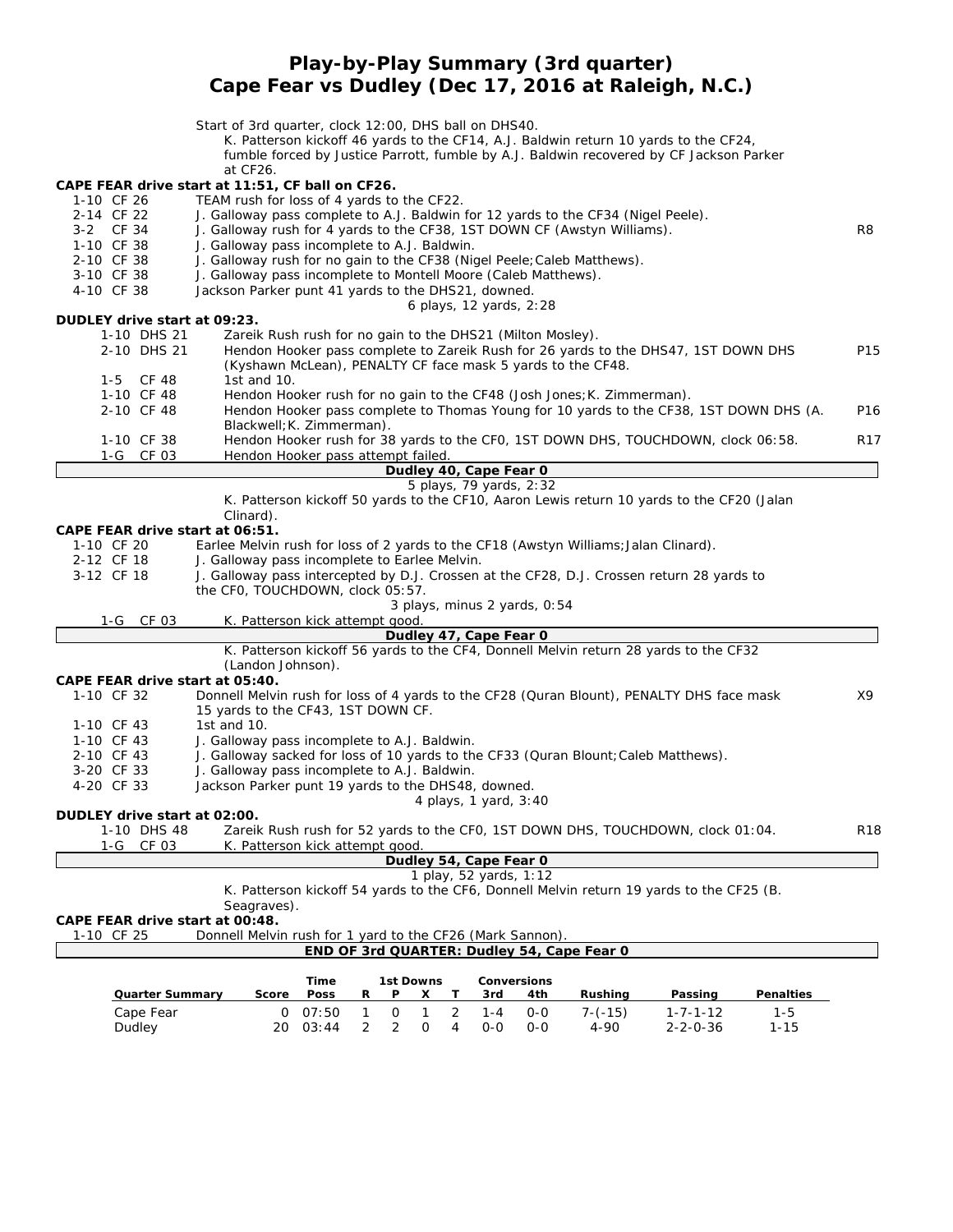# Play-by-Play Summary (3rd quarter)
## Cape Fear vs Dudley (Dec 17, 2016 at Raleigh, N.C.)

Start of 3rd quarter, clock 12:00, DHS ball on DHS40.
K. Patterson kickoff 46 yards to the CF14, A.J. Baldwin return 10 yards to the CF24, fumble forced by Justice Parrott, fumble by A.J. Baldwin recovered by CF Jackson Parker at CF26.

**CAPE FEAR drive start at 11:51, CF ball on CF26.**

| | | |
|---|---|---|
| 1-10 CF 26 | TEAM rush for loss of 4 yards to the CF22. | |
| 2-14 CF 22 | J. Galloway pass complete to A.J. Baldwin for 12 yards to the CF34 (Nigel Peele). | |
| 3-2 CF 34 | J. Galloway rush for 4 yards to the CF38, 1ST DOWN CF (Awstyn Williams). | R8 |
| 1-10 CF 38 | J. Galloway pass incomplete to A.J. Baldwin. | |
| 2-10 CF 38 | J. Galloway rush for no gain to the CF38 (Nigel Peele;Caleb Matthews). | |
| 3-10 CF 38 | J. Galloway pass incomplete to Montell Moore (Caleb Matthews). | |
| 4-10 CF 38 | Jackson Parker punt 41 yards to the DHS21, downed. | |

6 plays, 12 yards, 2:28

**DUDLEY drive start at 09:23.**

| | | |
|---|---|---|
| 1-10 DHS 21 | Zareik Rush rush for no gain to the DHS21 (Milton Mosley). | |
| 2-10 DHS 21 | Hendon Hooker pass complete to Zareik Rush for 26 yards to the DHS47, 1ST DOWN DHS (Kyshawn McLean), PENALTY CF face mask 5 yards to the CF48. | P15 |
| 1-5 CF 48 | 1st and 10. | |
| 1-10 CF 48 | Hendon Hooker rush for no gain to the CF48 (Josh Jones;K. Zimmerman). | |
| 2-10 CF 48 | Hendon Hooker pass complete to Thomas Young for 10 yards to the CF38, 1ST DOWN DHS (A. Blackwell;K. Zimmerman). | P16 |
| 1-10 CF 38 | Hendon Hooker rush for 38 yards to the CF0, 1ST DOWN DHS, TOUCHDOWN, clock 06:58. | R17 |
| 1-G CF 03 | Hendon Hooker pass attempt failed. | |

**Dudley 40, Cape Fear 0**

5 plays, 79 yards, 2:32

K. Patterson kickoff 50 yards to the CF10, Aaron Lewis return 10 yards to the CF20 (Jalan Clinard).

**CAPE FEAR drive start at 06:51.**

| | | |
|---|---|---|
| 1-10 CF 20 | Earlee Melvin rush for loss of 2 yards to the CF18 (Awstyn Williams;Jalan Clinard). | |
| 2-12 CF 18 | J. Galloway pass incomplete to Earlee Melvin. | |
| 3-12 CF 18 | J. Galloway pass intercepted by D.J. Crossen at the CF28, D.J. Crossen return 28 yards to the CF0, TOUCHDOWN, clock 05:57. | |

3 plays, minus 2 yards, 0:54

| | | |
|---|---|---|
| 1-G CF 03 | K. Patterson kick attempt good. | |

**Dudley 47, Cape Fear 0**

K. Patterson kickoff 56 yards to the CF4, Donnell Melvin return 28 yards to the CF32 (Landon Johnson).

**CAPE FEAR drive start at 05:40.**

| | | |
|---|---|---|
| 1-10 CF 32 | Donnell Melvin rush for loss of 4 yards to the CF28 (Quran Blount), PENALTY DHS face mask 15 yards to the CF43, 1ST DOWN CF. | X9 |
| 1-10 CF 43 | 1st and 10. | |
| 1-10 CF 43 | J. Galloway pass incomplete to A.J. Baldwin. | |
| 2-10 CF 43 | J. Galloway sacked for loss of 10 yards to the CF33 (Quran Blount;Caleb Matthews). | |
| 3-20 CF 33 | J. Galloway pass incomplete to A.J. Baldwin. | |
| 4-20 CF 33 | Jackson Parker punt 19 yards to the DHS48, downed. | |

4 plays, 1 yard, 3:40

**DUDLEY drive start at 02:00.**

| | | |
|---|---|---|
| 1-10 DHS 48 | Zareik Rush rush for 52 yards to the CF0, 1ST DOWN DHS, TOUCHDOWN, clock 01:04. | R18 |
| 1-G CF 03 | K. Patterson kick attempt good. | |

**Dudley 54, Cape Fear 0**

1 play, 52 yards, 1:12

K. Patterson kickoff 54 yards to the CF6, Donnell Melvin return 19 yards to the CF25 (B. Seagraves).

**CAPE FEAR drive start at 00:48.**

| | | |
|---|---|---|
| 1-10 CF 25 | Donnell Melvin rush for 1 yard to the CF26 (Mark Sannon). | |

**END OF 3rd QUARTER: Dudley 54, Cape Fear 0**

| Quarter Summary | Score | Time Poss | 1st Downs R | P | X | T | Conversions 3rd | 4th | Rushing | Passing | Penalties |
|---|---|---|---|---|---|---|---|---|---|---|---|
| Cape Fear | 0 | 07:50 | 1 | 0 | 1 | 2 | 1-4 | 0-0 | 7-(-15) | 1-7-1-12 | 1-5 |
| Dudley | 20 | 03:44 | 2 | 2 | 0 | 4 | 0-0 | 0-0 | 4-90 | 2-2-0-36 | 1-15 |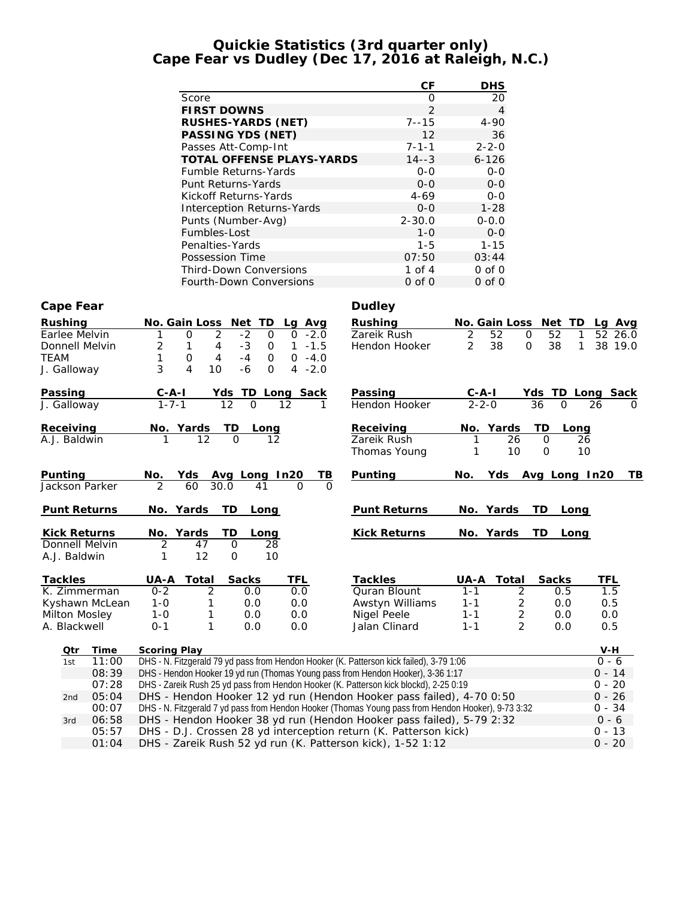# Quickie Statistics (3rd quarter only)
## Cape Fear vs Dudley (Dec 17, 2016 at Raleigh, N.C.)

| | CF | DHS |
|---|---|---|
| Score | 0 | 20 |
| **FIRST DOWNS** | 2 | 4 |
| **RUSHES-YARDS (NET)** | 7--15 | 4-90 |
| **PASSING YDS (NET)** | 12 | 36 |
| Passes Att-Comp-Int | 7-1-1 | 2-2-0 |
| **TOTAL OFFENSE PLAYS-YARDS** | 14--3 | 6-126 |
| Fumble Returns-Yards | 0-0 | 0-0 |
| Punt Returns-Yards | 0-0 | 0-0 |
| Kickoff Returns-Yards | 4-69 | 0-0 |
| Interception Returns-Yards | 0-0 | 1-28 |
| Punts (Number-Avg) | 2-30.0 | 0-0.0 |
| Fumbles-Lost | 1-0 | 0-0 |
| Penalties-Yards | 1-5 | 1-15 |
| Possession Time | 07:50 | 03:44 |
| Third-Down Conversions | 1 of 4 | 0 of 0 |
| Fourth-Down Conversions | 0 of 0 | 0 of 0 |

### Cape Fear

| Rushing | No. | Gain | Loss | Net | TD | Lg | Avg |
|---|---|---|---|---|---|---|---|
| Earlee Melvin | 1 | 0 | 2 | -2 | 0 | 0 | -2.0 |
| Donnell Melvin | 2 | 1 | 4 | -3 | 0 | 1 | -1.5 |
| TEAM | 1 | 0 | 4 | -4 | 0 | 0 | -4.0 |
| J. Galloway | 3 | 4 | 10 | -6 | 0 | 4 | -2.0 |

| Passing | C-A-I | Yds | TD | Long | Sack |
|---|---|---|---|---|---|
| J. Galloway | 1-7-1 | 12 | 0 | 12 | 1 |

| Receiving | No. | Yards | TD | Long |
|---|---|---|---|---|
| A.J. Baldwin | 1 | 12 | 0 | 12 |

| Punting | No. | Yds | Avg | Long | In20 | TB |
|---|---|---|---|---|---|---|
| Jackson Parker | 2 | 60 | 30.0 | 41 | 0 | 0 |

| Punt Returns | No. | Yards | TD | Long |
|---|---|---|---|---|

| Kick Returns | No. | Yards | TD | Long |
|---|---|---|---|---|
| Donnell Melvin | 2 | 47 | 0 | 28 |
| A.J. Baldwin | 1 | 12 | 0 | 10 |

| Tackles | UA-A | Total | Sacks | TFL |
|---|---|---|---|---|
| K. Zimmerman | 0-2 | 2 | 0.0 | 0.0 |
| Kyshawn McLean | 1-0 | 1 | 0.0 | 0.0 |
| Milton Mosley | 1-0 | 1 | 0.0 | 0.0 |
| A. Blackwell | 0-1 | 1 | 0.0 | 0.0 |

### Dudley

| Rushing | No. | Gain | Loss | Net | TD | Lg | Avg |
|---|---|---|---|---|---|---|---|
| Zareik Rush | 2 | 52 | 0 | 52 | 1 | 52 | 26.0 |
| Hendon Hooker | 2 | 38 | 0 | 38 | 1 | 38 | 19.0 |

| Passing | C-A-I | Yds | TD | Long | Sack |
|---|---|---|---|---|---|
| Hendon Hooker | 2-2-0 | 36 | 0 | 26 | 0 |

| Receiving | No. | Yards | TD | Long |
|---|---|---|---|---|
| Zareik Rush | 1 | 26 | 0 | 26 |
| Thomas Young | 1 | 10 | 0 | 10 |

| Punting | No. | Yds | Avg | Long | In20 | TB |
|---|---|---|---|---|---|---|

| Punt Returns | No. | Yards | TD | Long |
|---|---|---|---|---|

| Kick Returns | No. | Yards | TD | Long |
|---|---|---|---|---|

| Tackles | UA-A | Total | Sacks | TFL |
|---|---|---|---|---|
| Quran Blount | 1-1 | 2 | 0.5 | 1.5 |
| Awstyn Williams | 1-1 | 2 | 0.0 | 0.5 |
| Nigel Peele | 1-1 | 2 | 0.0 | 0.0 |
| Jalan Clinard | 1-1 | 2 | 0.0 | 0.5 |

| Qtr | Time | Scoring Play | V-H |
|---|---|---|---|
| 1st | 11:00 | DHS - N. Fitzgerald 79 yd pass from Hendon Hooker (K. Patterson kick failed), 3-79 1:06 | 0 - 6 |
| | 08:39 | DHS - Hendon Hooker 19 yd run (Thomas Young pass from Hendon Hooker), 3-36 1:17 | 0 - 14 |
| | 07:28 | DHS - Zareik Rush 25 yd pass from Hendon Hooker (K. Patterson kick blockd), 2-25 0:19 | 0 - 20 |
| 2nd | 05:04 | DHS - Hendon Hooker 12 yd run (Hendon Hooker pass failed), 4-70 0:50 | 0 - 26 |
| | 00:07 | DHS - N. Fitzgerald 7 yd pass from Hendon Hooker (Thomas Young pass from Hendon Hooker), 9-73 3:32 | 0 - 34 |
| 3rd | 06:58 | DHS - Hendon Hooker 38 yd run (Hendon Hooker pass failed), 5-79 2:32 | 0 - 6 |
| | 05:57 | DHS - D.J. Crossen 28 yd interception return (K. Patterson kick) | 0 - 13 |
| | 01:04 | DHS - Zareik Rush 52 yd run (K. Patterson kick), 1-52 1:12 | 0 - 20 |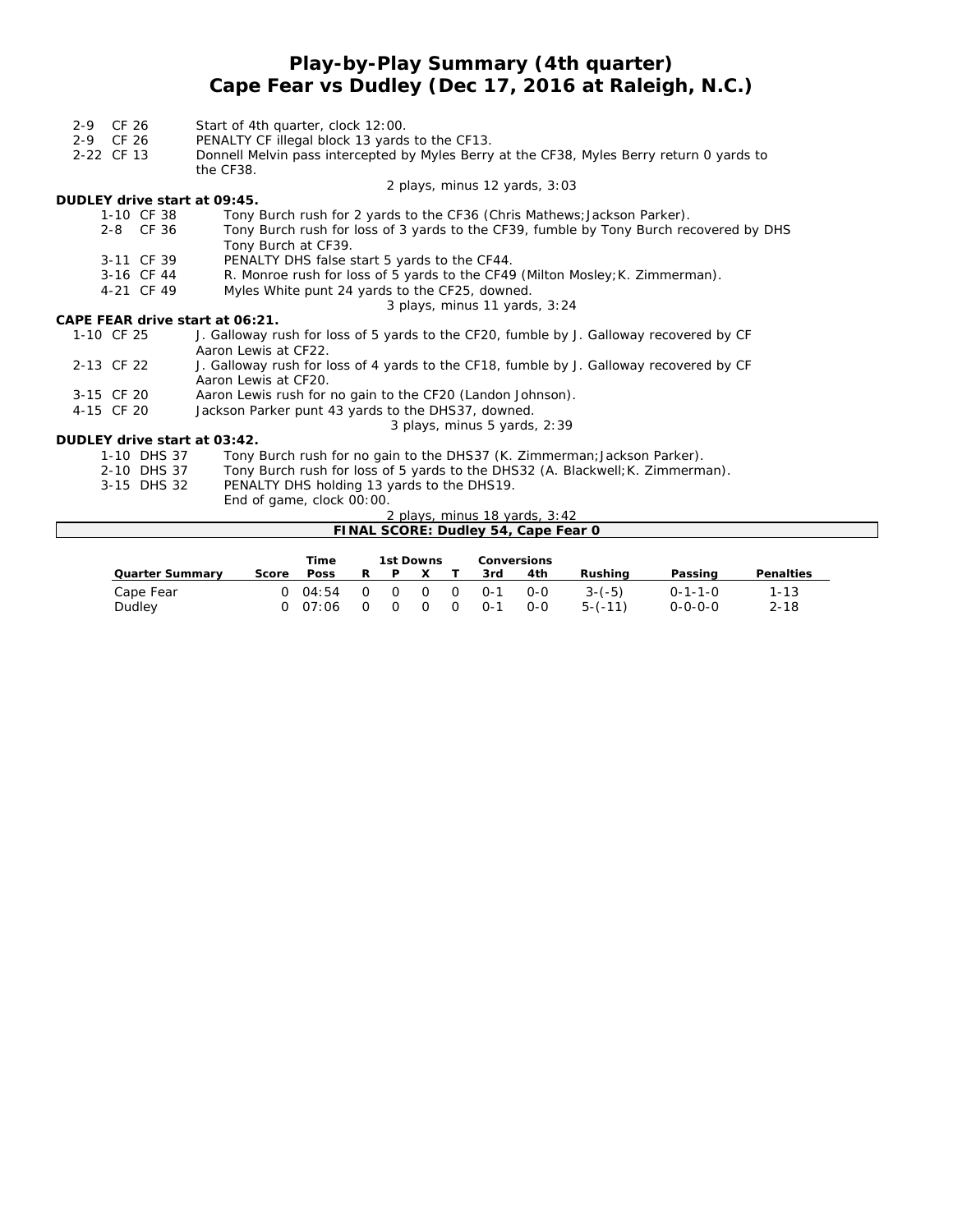# Play-by-Play Summary (4th quarter)
## Cape Fear vs Dudley (Dec 17, 2016 at Raleigh, N.C.)

| | |
|---|---|
| 2-9 CF 26 | Start of 4th quarter, clock 12:00. |
| 2-9 CF 26 | PENALTY CF illegal block 13 yards to the CF13. |
| 2-22 CF 13 | Donnell Melvin pass intercepted by Myles Berry at the CF38, Myles Berry return 0 yards to the CF38. |

2 plays, minus 12 yards, 3:03

**DUDLEY drive start at 09:45.**

| | |
|---|---|
| 1-10 CF 38 | Tony Burch rush for 2 yards to the CF36 (Chris Mathews;Jackson Parker). |
| 2-8 CF 36 | Tony Burch rush for loss of 3 yards to the CF39, fumble by Tony Burch recovered by DHS Tony Burch at CF39. |
| 3-11 CF 39 | PENALTY DHS false start 5 yards to the CF44. |
| 3-16 CF 44 | R. Monroe rush for loss of 5 yards to the CF49 (Milton Mosley;K. Zimmerman). |
| 4-21 CF 49 | Myles White punt 24 yards to the CF25, downed. |

3 plays, minus 11 yards, 3:24

**CAPE FEAR drive start at 06:21.**

| | |
|---|---|
| 1-10 CF 25 | J. Galloway rush for loss of 5 yards to the CF20, fumble by J. Galloway recovered by CF Aaron Lewis at CF22. |
| 2-13 CF 22 | J. Galloway rush for loss of 4 yards to the CF18, fumble by J. Galloway recovered by CF Aaron Lewis at CF20. |
| 3-15 CF 20 | Aaron Lewis rush for no gain to the CF20 (Landon Johnson). |
| 4-15 CF 20 | Jackson Parker punt 43 yards to the DHS37, downed. |

3 plays, minus 5 yards, 2:39

**DUDLEY drive start at 03:42.**

| | |
|---|---|
| 1-10 DHS 37 | Tony Burch rush for no gain to the DHS37 (K. Zimmerman;Jackson Parker). |
| 2-10 DHS 37 | Tony Burch rush for loss of 5 yards to the DHS32 (A. Blackwell;K. Zimmerman). |
| 3-15 DHS 32 | PENALTY DHS holding 13 yards to the DHS19. |
| | End of game, clock 00:00. |

2 plays, minus 18 yards, 3:42

**FINAL SCORE: Dudley 54, Cape Fear 0**

| Quarter Summary | Score | Time Poss | 1st Downs R | P | X | T | Conversions 3rd | 4th | Rushing | Passing | Penalties |
|---|---|---|---|---|---|---|---|---|---|---|---|
| Cape Fear | 0 | 04:54 | 0 | 0 | 0 | 0 | 0-1 | 0-0 | 3-(-5) | 0-1-1-0 | 1-13 |
| Dudley | 0 | 07:06 | 0 | 0 | 0 | 0 | 0-1 | 0-0 | 5-(-11) | 0-0-0-0 | 2-18 |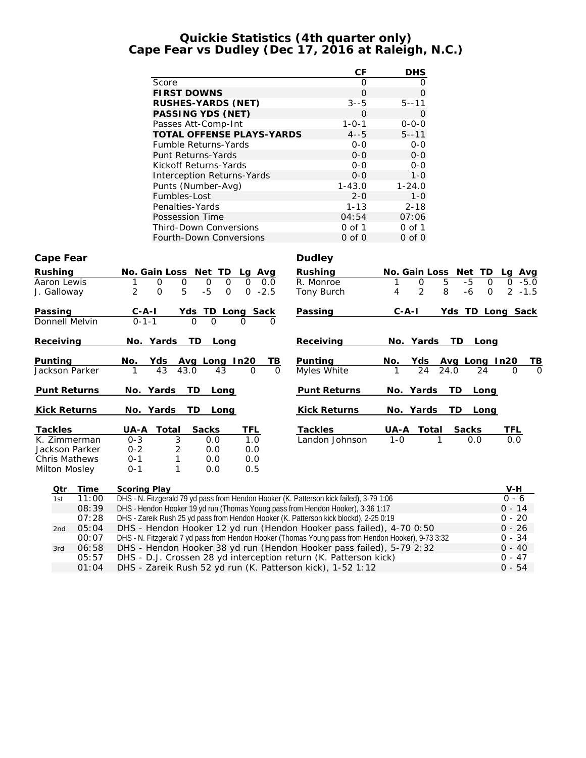# Quickie Statistics (4th quarter only)
## Cape Fear vs Dudley (Dec 17, 2016 at Raleigh, N.C.)

| | CF | DHS |
|---|---|---|
| Score | 0 | 0 |
| **FIRST DOWNS** | 0 | 0 |
| **RUSHES-YARDS (NET)** | 3--5 | 5--11 |
| **PASSING YDS (NET)** | 0 | 0 |
| Passes Att-Comp-Int | 1-0-1 | 0-0-0 |
| **TOTAL OFFENSE PLAYS-YARDS** | 4--5 | 5--11 |
| Fumble Returns-Yards | 0-0 | 0-0 |
| Punt Returns-Yards | 0-0 | 0-0 |
| Kickoff Returns-Yards | 0-0 | 0-0 |
| Interception Returns-Yards | 0-0 | 1-0 |
| Punts (Number-Avg) | 1-43.0 | 1-24.0 |
| Fumbles-Lost | 2-0 | 1-0 |
| Penalties-Yards | 1-13 | 2-18 |
| Possession Time | 04:54 | 07:06 |
| Third-Down Conversions | 0 of 1 | 0 of 1 |
| Fourth-Down Conversions | 0 of 0 | 0 of 0 |

### Cape Fear

| Rushing | No. | Gain | Loss | Net | TD | Lg | Avg |
|---|---|---|---|---|---|---|---|
| Aaron Lewis | 1 | 0 | 0 | 0 | 0 | 0 | 0.0 |
| J. Galloway | 2 | 0 | 5 | -5 | 0 | 0 | -2.5 |

| Passing | C-A-I | Yds | TD | Long | Sack |
|---|---|---|---|---|---|
| Donnell Melvin | 0-1-1 | 0 | 0 | 0 | 0 |

| Receiving | No. | Yards | TD | Long |
|---|---|---|---|---|

| Punting | No. | Yds | Avg | Long | In20 | TB |
|---|---|---|---|---|---|---|
| Jackson Parker | 1 | 43 | 43.0 | 43 | 0 | 0 |

| Punt Returns | No. | Yards | TD | Long |
|---|---|---|---|---|

| Kick Returns | No. | Yards | TD | Long |
|---|---|---|---|---|

| Tackles | UA-A | Total | Sacks | TFL |
|---|---|---|---|---|
| K. Zimmerman | 0-3 | 3 | 0.0 | 1.0 |
| Jackson Parker | 0-2 | 2 | 0.0 | 0.0 |
| Chris Mathews | 0-1 | 1 | 0.0 | 0.0 |
| Milton Mosley | 0-1 | 1 | 0.0 | 0.5 |

### Dudley

| Rushing | No. | Gain | Loss | Net | TD | Lg | Avg |
|---|---|---|---|---|---|---|---|
| R. Monroe | 1 | 0 | 5 | -5 | 0 | 0 | -5.0 |
| Tony Burch | 4 | 2 | 8 | -6 | 0 | 2 | -1.5 |

| Passing | C-A-I | Yds | TD | Long | Sack |
|---|---|---|---|---|---|

| Receiving | No. | Yards | TD | Long |
|---|---|---|---|---|

| Punting | No. | Yds | Avg | Long | In20 | TB |
|---|---|---|---|---|---|---|
| Myles White | 1 | 24 | 24.0 | 24 | 0 | 0 |

| Punt Returns | No. | Yards | TD | Long |
|---|---|---|---|---|

| Kick Returns | No. | Yards | TD | Long |
|---|---|---|---|---|

| Tackles | UA-A | Total | Sacks | TFL |
|---|---|---|---|---|
| Landon Johnson | 1-0 | 1 | 0.0 | 0.0 |

| Qtr | Time | Scoring Play | V-H |
|---|---|---|---|
| 1st | 11:00 | DHS - N. Fitzgerald 79 yd pass from Hendon Hooker (K. Patterson kick failed), 3-79 1:06 | 0 - 6 |
| | 08:39 | DHS - Hendon Hooker 19 yd run (Thomas Young pass from Hendon Hooker), 3-36 1:17 | 0 - 14 |
| | 07:28 | DHS - Zareik Rush 25 yd pass from Hendon Hooker (K. Patterson kick blockd), 2-25 0:19 | 0 - 20 |
| 2nd | 05:04 | DHS - Hendon Hooker 12 yd run (Hendon Hooker pass failed), 4-70 0:50 | 0 - 26 |
| | 00:07 | DHS - N. Fitzgerald 7 yd pass from Hendon Hooker (Thomas Young pass from Hendon Hooker), 9-73 3:32 | 0 - 34 |
| 3rd | 06:58 | DHS - Hendon Hooker 38 yd run (Hendon Hooker pass failed), 5-79 2:32 | 0 - 40 |
| | 05:57 | DHS - D.J. Crossen 28 yd interception return (K. Patterson kick) | 0 - 47 |
| | 01:04 | DHS - Zareik Rush 52 yd run (K. Patterson kick), 1-52 1:12 | 0 - 54 |